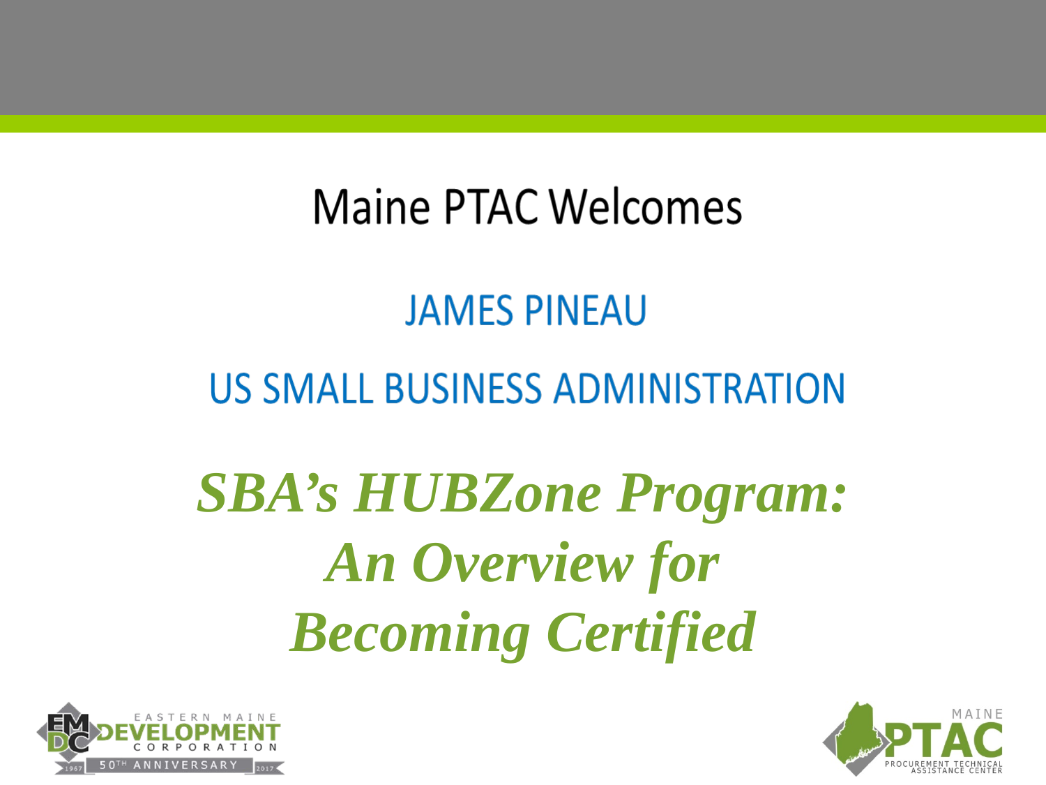Maine PTAC Welcomes

JAMES PINEAU

US SMALL BUSINESS ADMINISTRATION

# *SBA's HUBZone Program: An Overview for Becoming Certified*

EASTERN MAINE DEVELOPMENT CORPORATION
1967 50TH ANNIVERSARY 2017

MAINE PTAC
PROCUREMENT TECHNICAL ASSISTANCE CENTER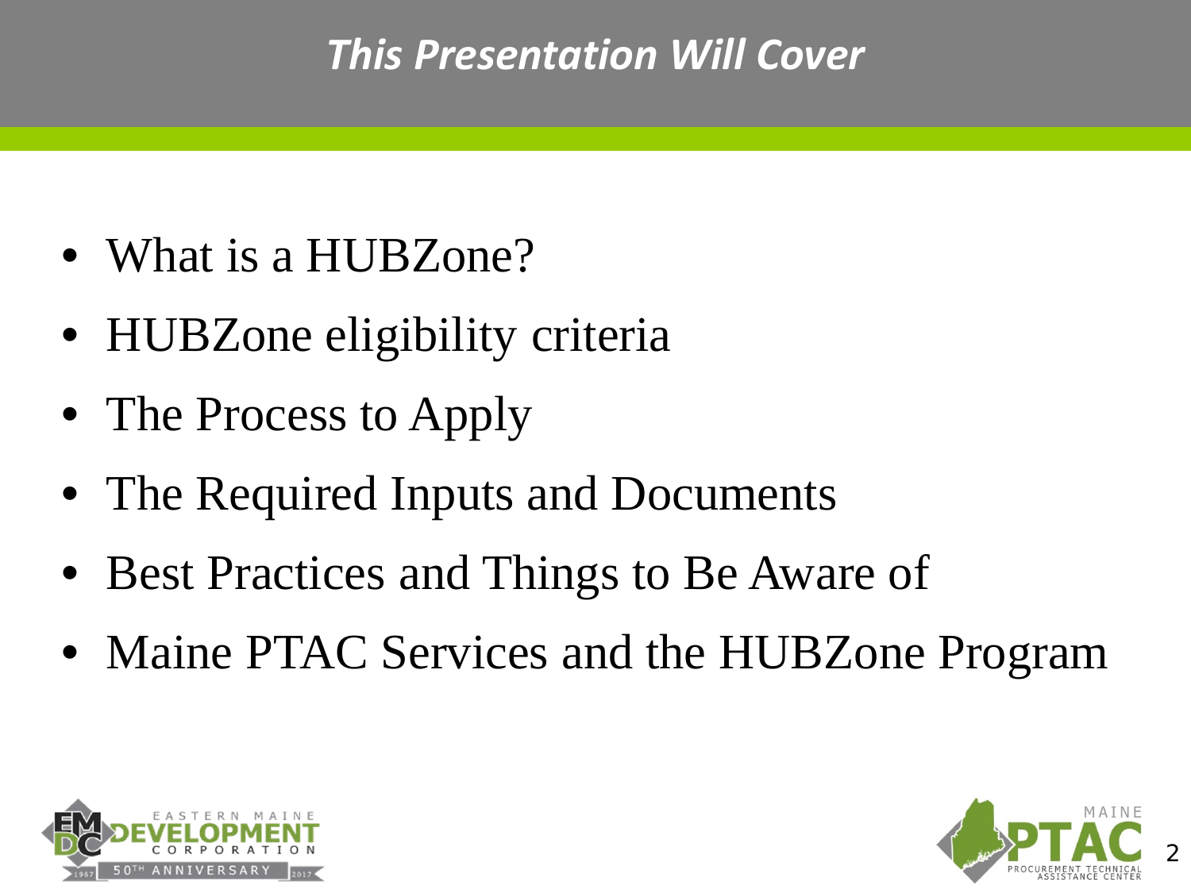# *This Presentation Will Cover*

- What is a HUBZone?
- HUBZone eligibility criteria
- The Process to Apply
- The Required Inputs and Documents
- Best Practices and Things to Be Aware of
- Maine PTAC Services and the HUBZone Program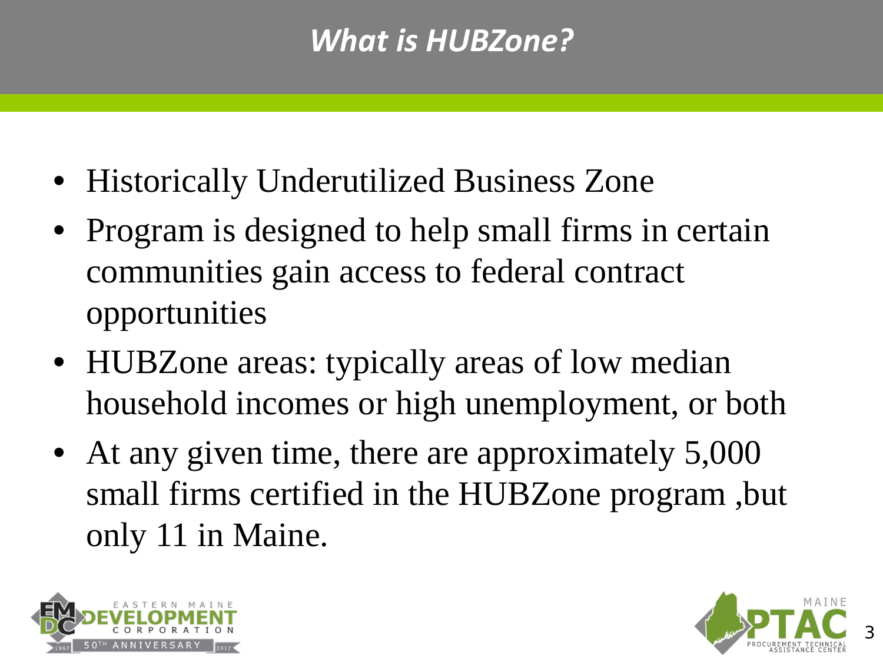## *What is HUBZone?*

- Historically Underutilized Business Zone
- Program is designed to help small firms in certain communities gain access to federal contract opportunities
- HUBZone areas: typically areas of low median household incomes or high unemployment, or both
- At any given time, there are approximately 5,000 small firms certified in the HUBZone program ,but only 11 in Maine.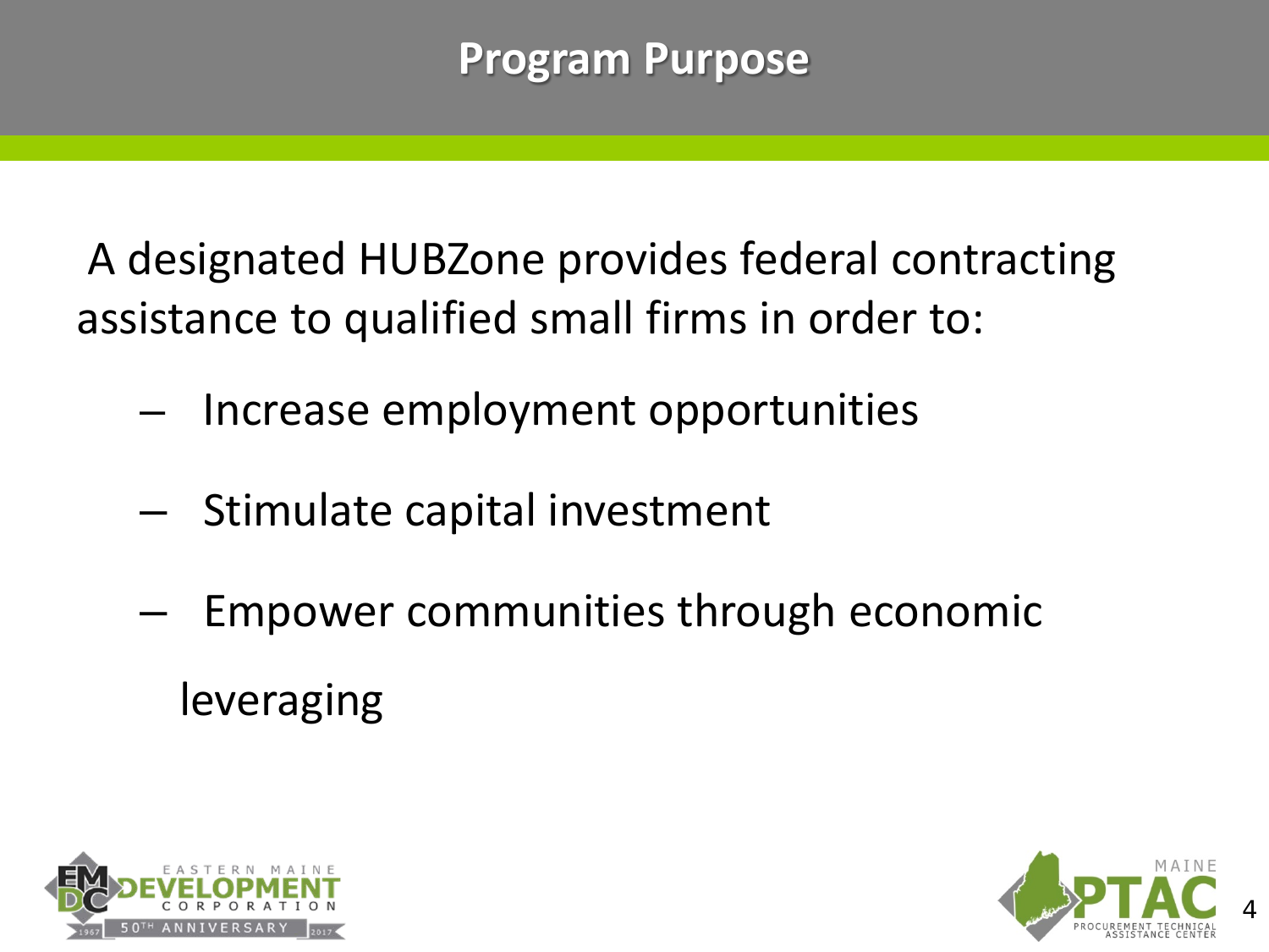# Program Purpose

A designated HUBZone provides federal contracting assistance to qualified small firms in order to:

- Increase employment opportunities
- Stimulate capital investment
- Empower communities through economic leveraging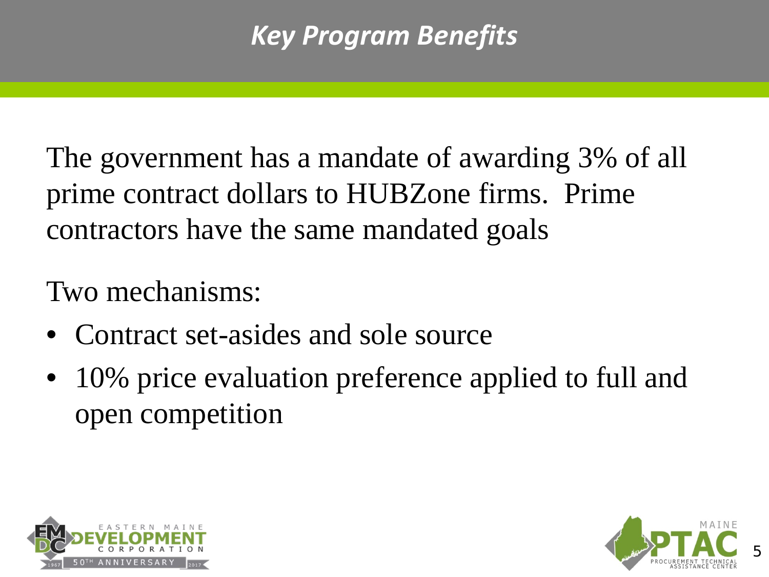# *Key Program Benefits*

The government has a mandate of awarding 3% of all prime contract dollars to HUBZone firms. Prime contractors have the same mandated goals

Two mechanisms:

- Contract set-asides and sole source
- 10% price evaluation preference applied to full and open competition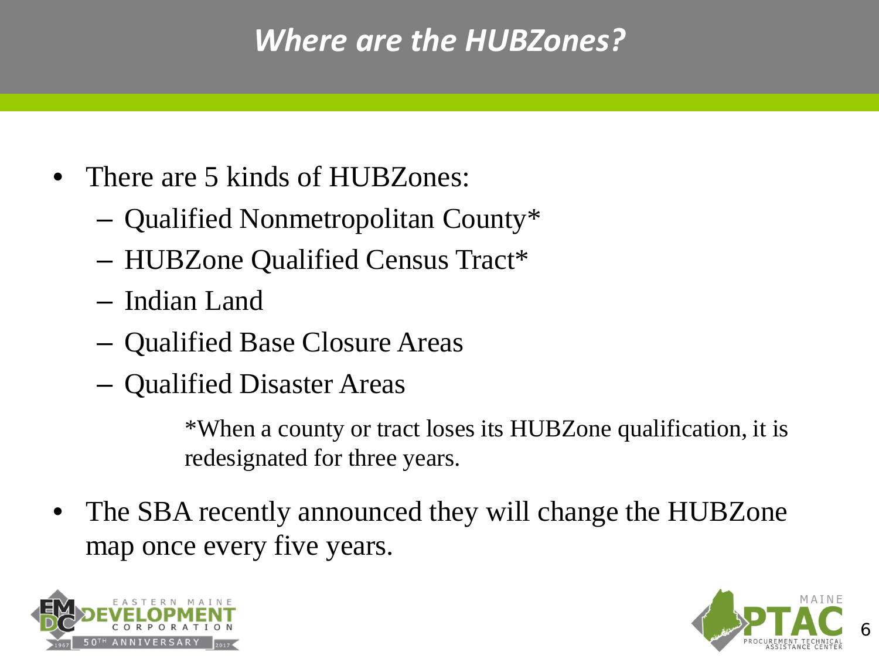# *Where are the HUBZones?*

- There are 5 kinds of HUBZones:
  - Qualified Nonmetropolitan County*
  - HUBZone Qualified Census Tract*
  - Indian Land
  - Qualified Base Closure Areas
  - Qualified Disaster Areas

  *When a county or tract loses its HUBZone qualification, it is redesignated for three years.

- The SBA recently announced they will change the HUBZone map once every five years.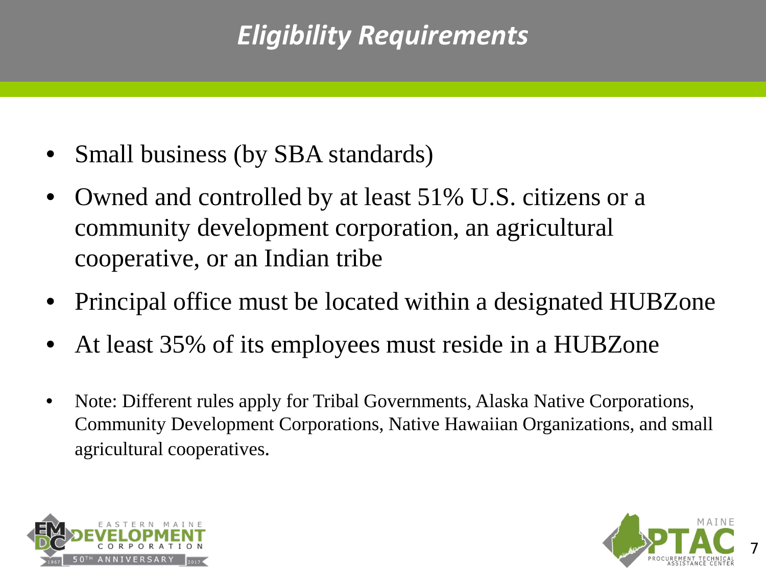# *Eligibility Requirements*

- Small business (by SBA standards)
- Owned and controlled by at least 51% U.S. citizens or a community development corporation, an agricultural cooperative, or an Indian tribe
- Principal office must be located within a designated HUBZone
- At least 35% of its employees must reside in a HUBZone
- Note: Different rules apply for Tribal Governments, Alaska Native Corporations, Community Development Corporations, Native Hawaiian Organizations, and small agricultural cooperatives.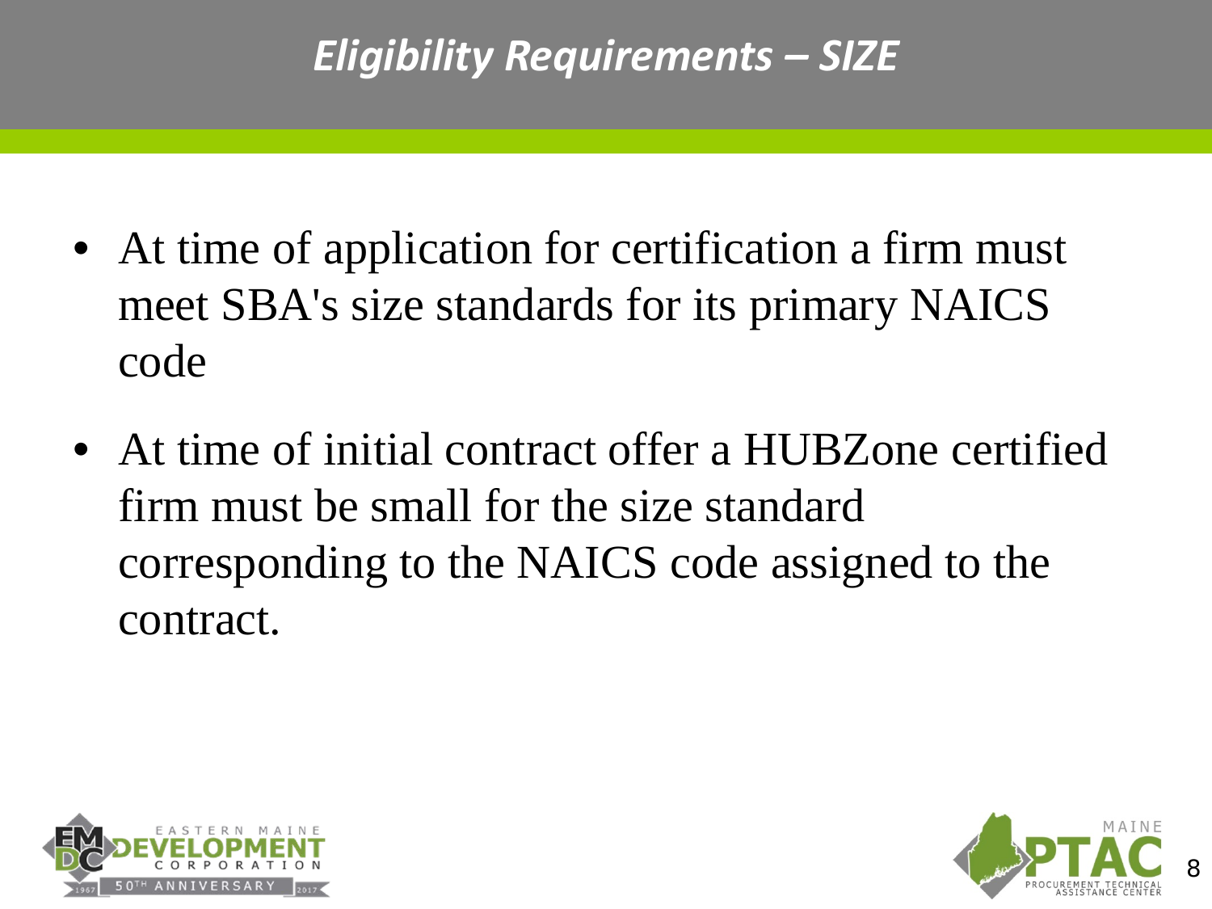# *Eligibility Requirements – SIZE*

- At time of application for certification a firm must meet SBA's size standards for its primary NAICS code
- At time of initial contract offer a HUBZone certified firm must be small for the size standard corresponding to the NAICS code assigned to the contract.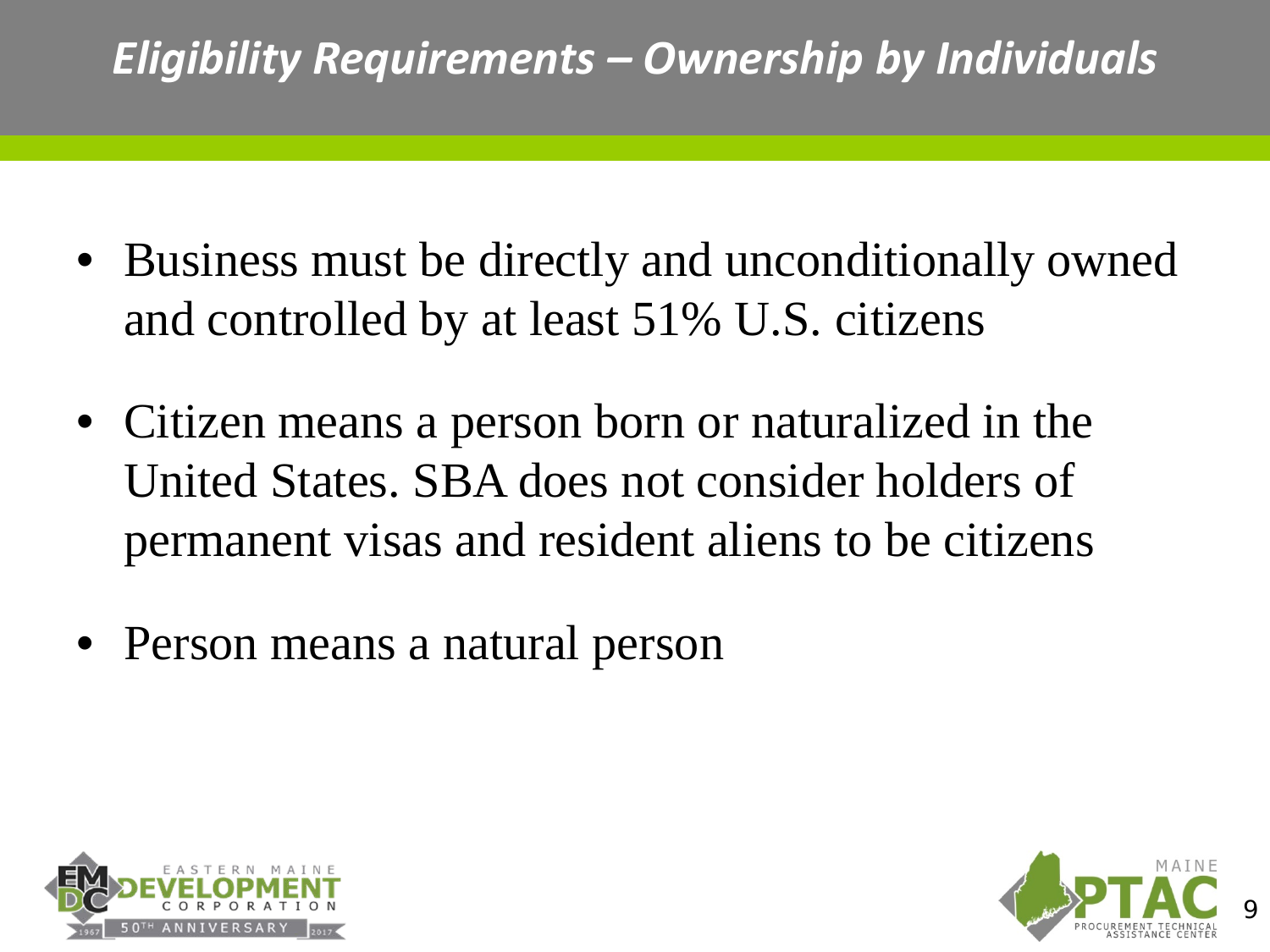# *Eligibility Requirements – Ownership by Individuals*

- Business must be directly and unconditionally owned and controlled by at least 51% U.S. citizens
- Citizen means a person born or naturalized in the United States. SBA does not consider holders of permanent visas and resident aliens to be citizens
- Person means a natural person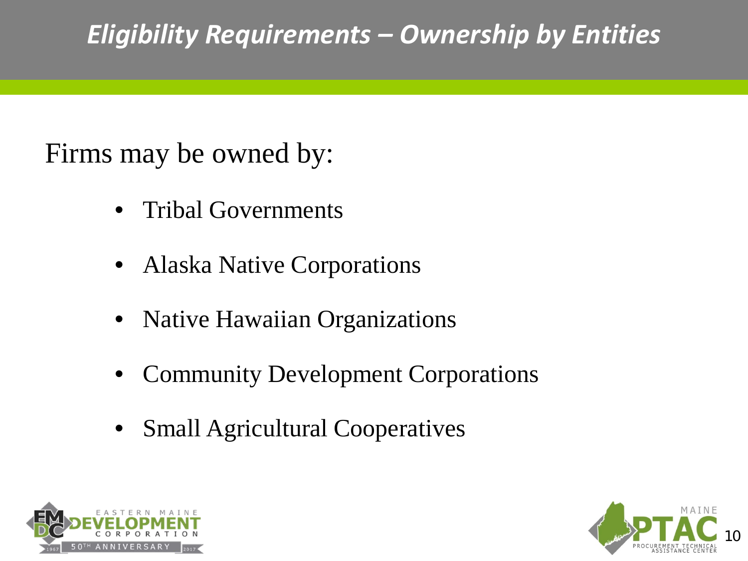## *Eligibility Requirements – Ownership by Entities*

Firms may be owned by:

- Tribal Governments
- Alaska Native Corporations
- Native Hawaiian Organizations
- Community Development Corporations
- Small Agricultural Cooperatives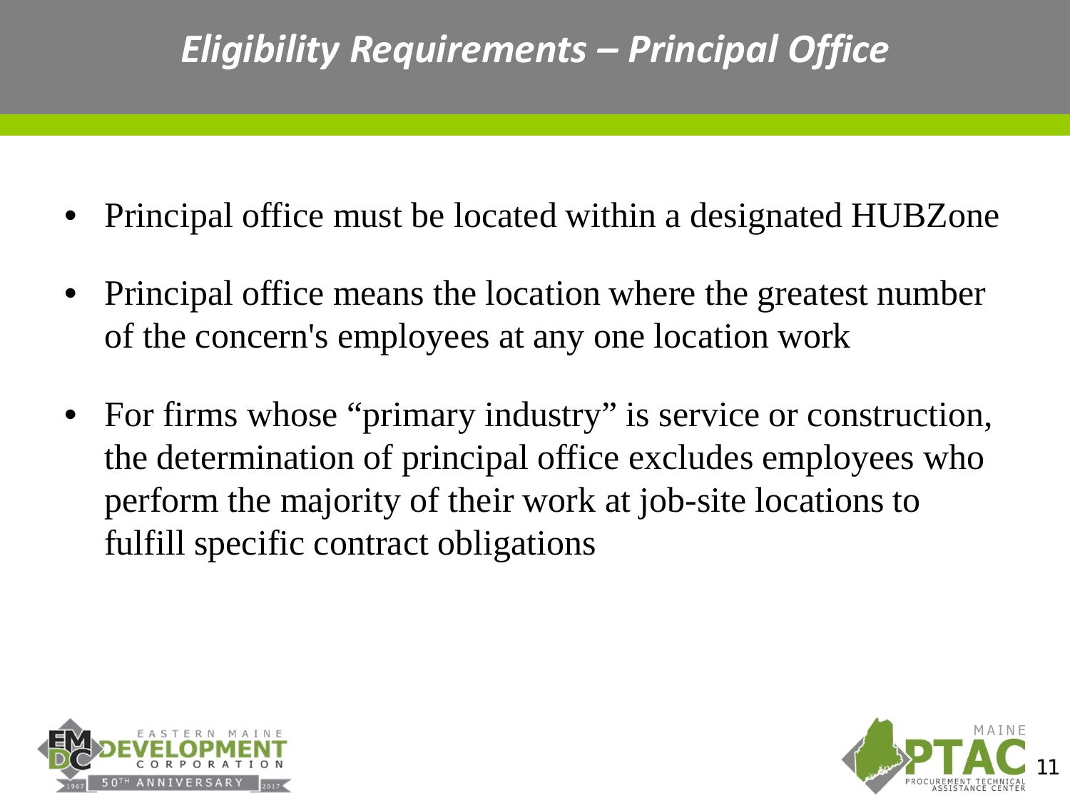# *Eligibility Requirements – Principal Office*

- Principal office must be located within a designated HUBZone
- Principal office means the location where the greatest number of the concern's employees at any one location work
- For firms whose "primary industry" is service or construction, the determination of principal office excludes employees who perform the majority of their work at job-site locations to fulfill specific contract obligations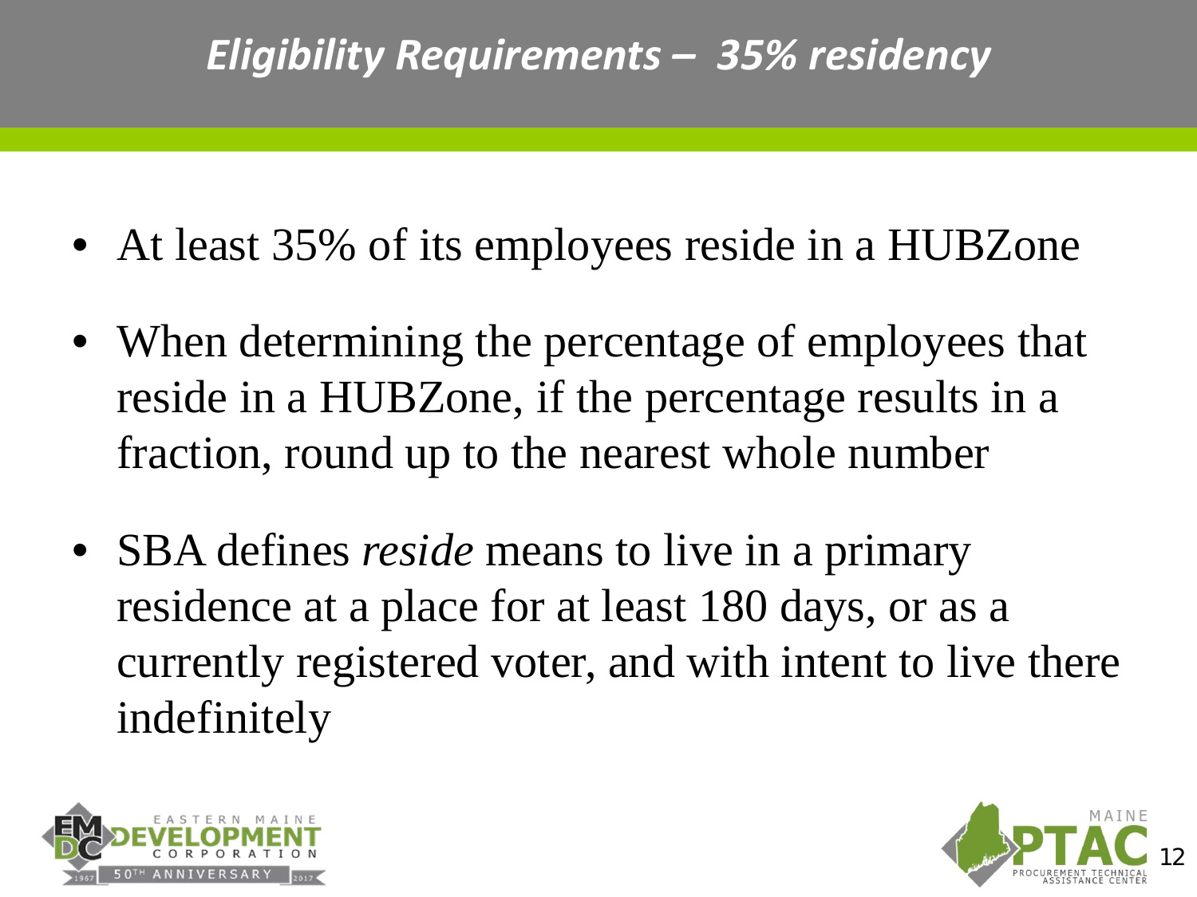## *Eligibility Requirements – 35% residency*

- At least 35% of its employees reside in a HUBZone
- When determining the percentage of employees that reside in a HUBZone, if the percentage results in a fraction, round up to the nearest whole number
- SBA defines *reside* means to live in a primary residence at a place for at least 180 days, or as a currently registered voter, and with intent to live there indefinitely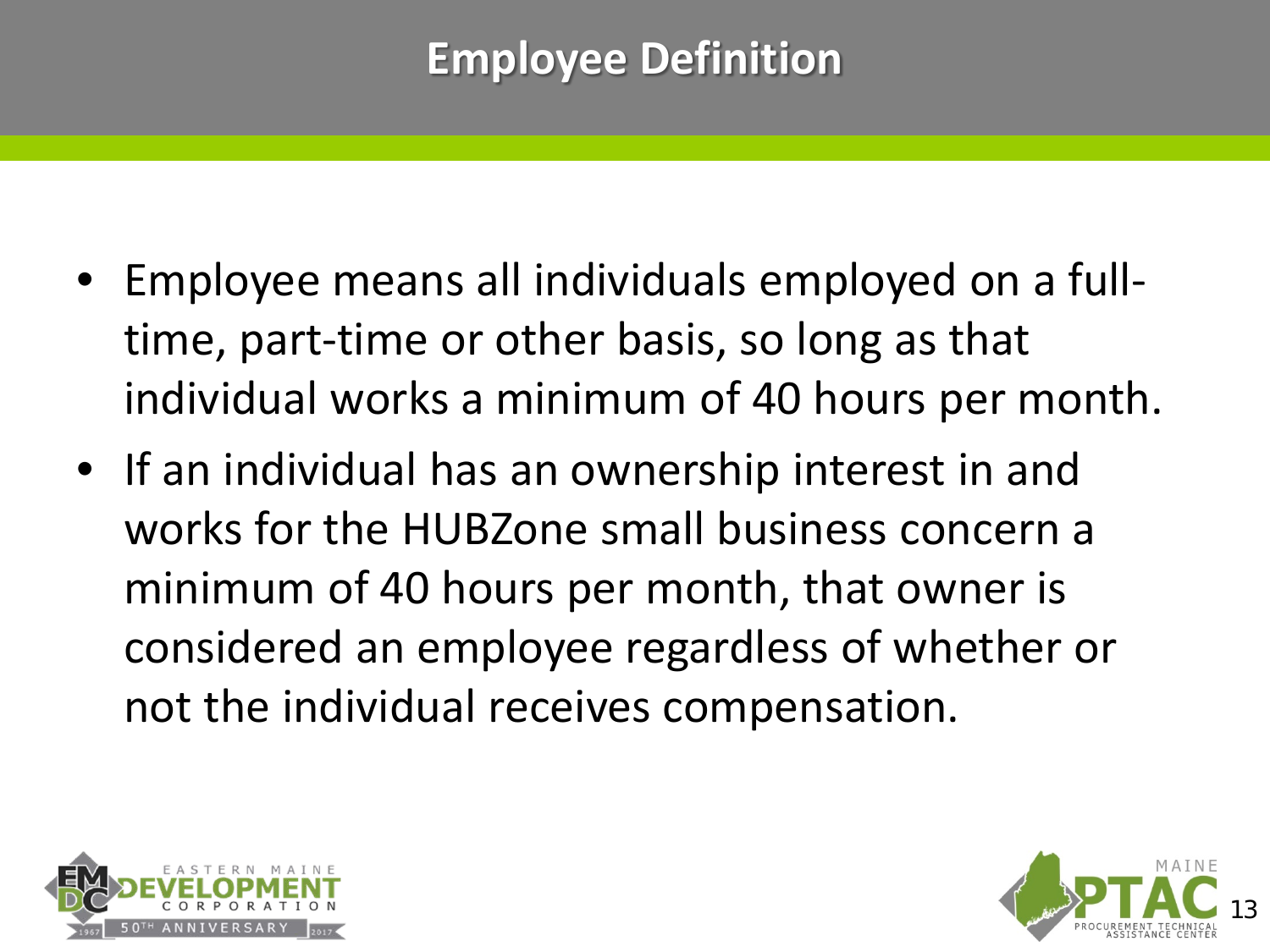# Employee Definition

- Employee means all individuals employed on a full-time, part-time or other basis, so long as that individual works a minimum of 40 hours per month.
- If an individual has an ownership interest in and works for the HUBZone small business concern a minimum of 40 hours per month, that owner is considered an employee regardless of whether or not the individual receives compensation.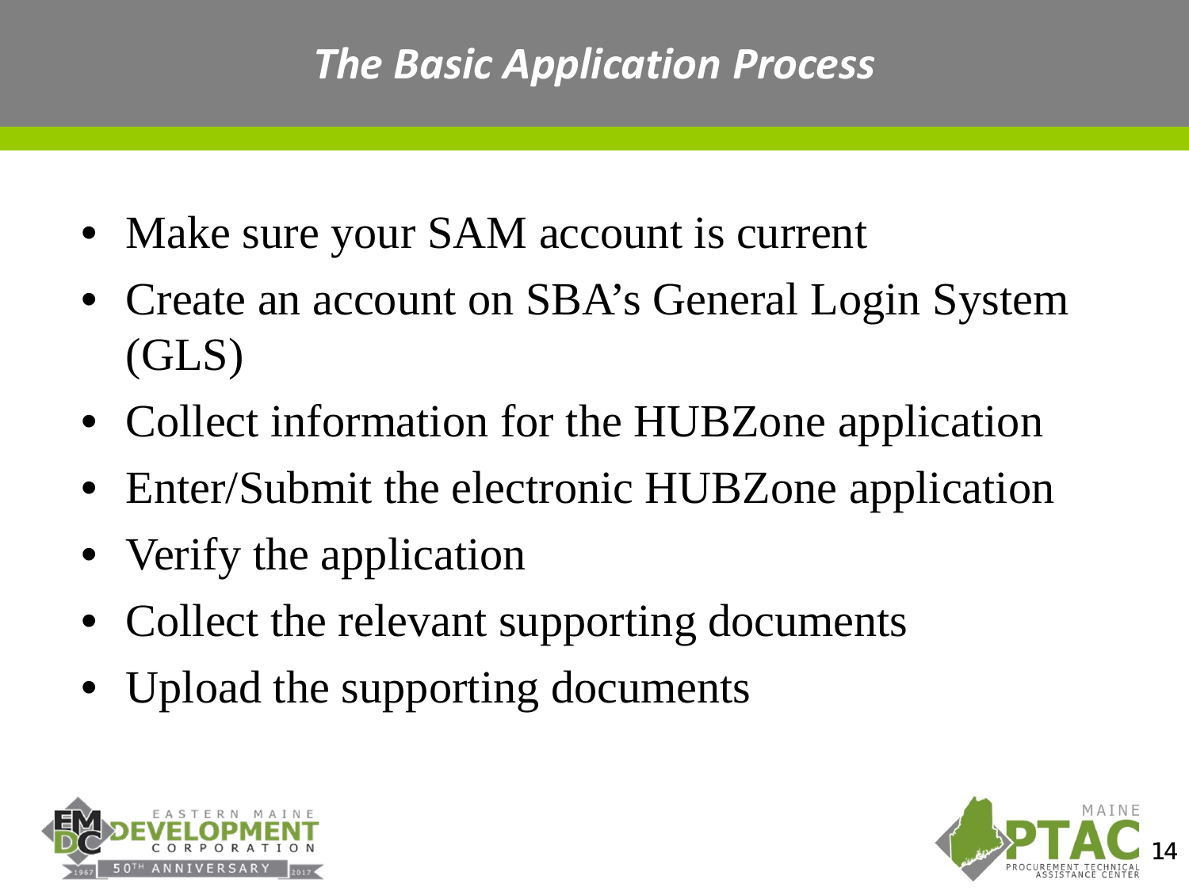# *The Basic Application Process*

- Make sure your SAM account is current
- Create an account on SBA's General Login System (GLS)
- Collect information for the HUBZone application
- Enter/Submit the electronic HUBZone application
- Verify the application
- Collect the relevant supporting documents
- Upload the supporting documents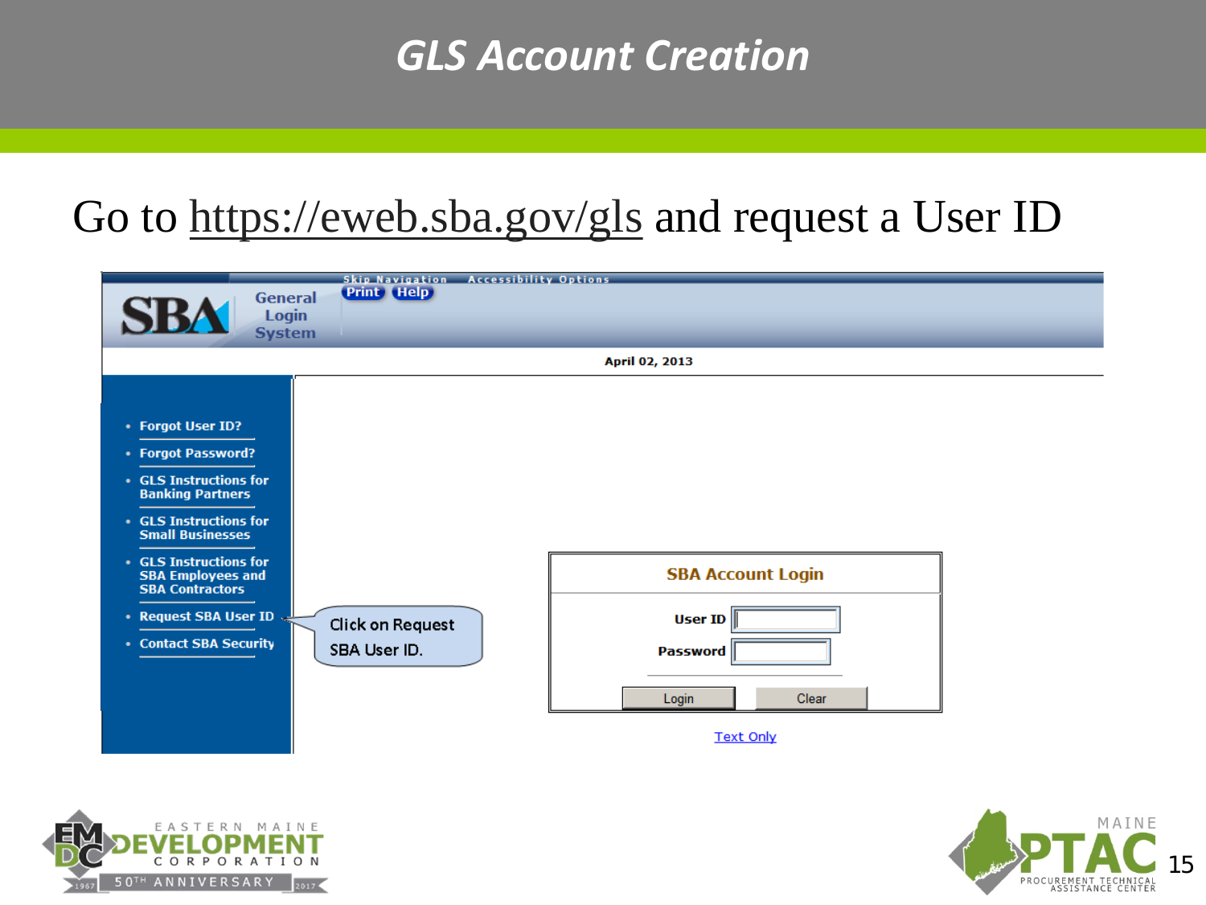# GLS Account Creation

Go to https://eweb.sba.gov/gls and request a User ID

Skip Navigation Accessibility Options

Print Help

SBA General Login System

April 02, 2013

- Forgot User ID?
- Forgot Password?
- GLS Instructions for Banking Partners
- GLS Instructions for Small Businesses
- GLS Instructions for SBA Employees and SBA Contractors
- Request SBA User ID
- Contact SBA Security

Click on Request SBA User ID.

**SBA Account Login**

User ID

Password

Login Clear

Text Only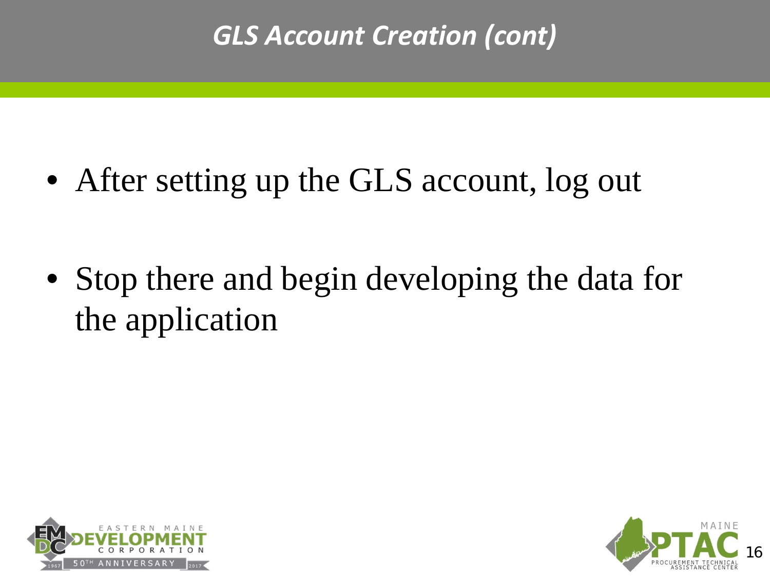# *GLS Account Creation (cont)*

- After setting up the GLS account, log out
- Stop there and begin developing the data for the application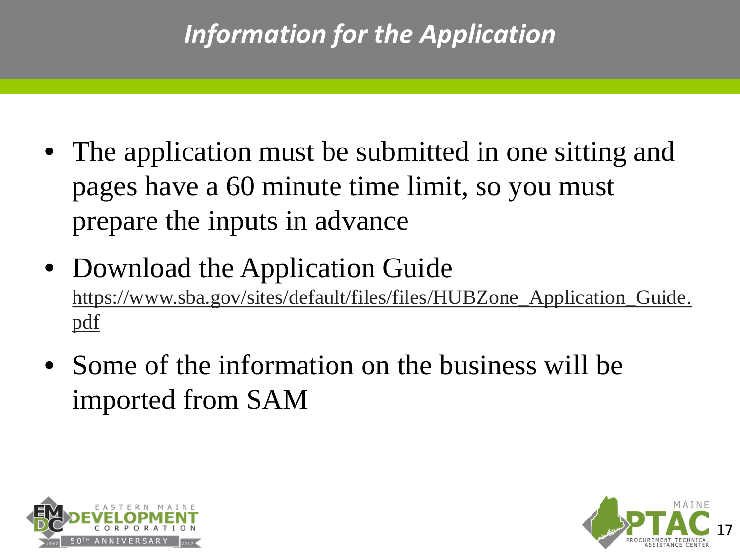# *Information for the Application*

- The application must be submitted in one sitting and pages have a 60 minute time limit, so you must prepare the inputs in advance
- Download the Application Guide https://www.sba.gov/sites/default/files/files/HUBZone_Application_Guide.pdf
- Some of the information on the business will be imported from SAM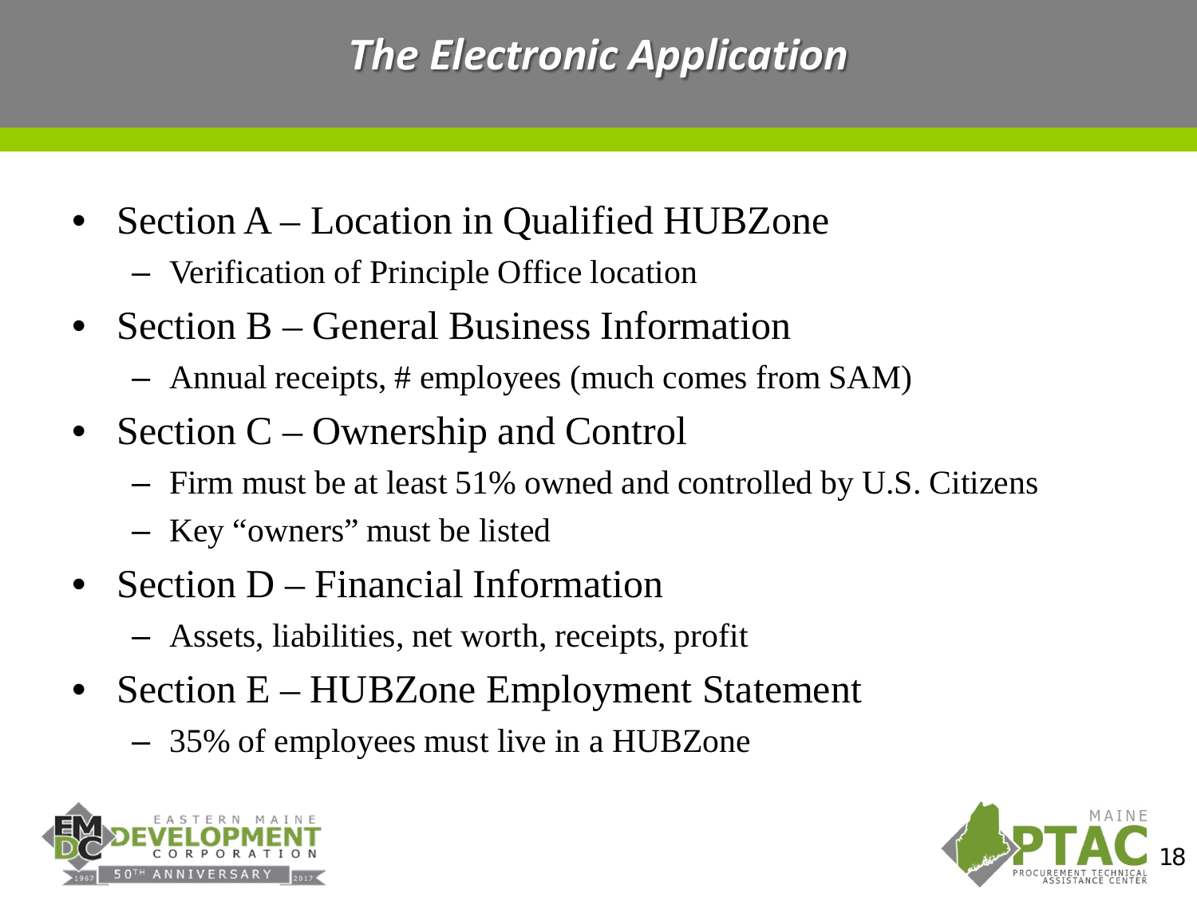# The Electronic Application

- Section A – Location in Qualified HUBZone
  - Verification of Principle Office location
- Section B – General Business Information
  - Annual receipts, # employees (much comes from SAM)
- Section C – Ownership and Control
  - Firm must be at least 51% owned and controlled by U.S. Citizens
  - Key "owners" must be listed
- Section D – Financial Information
  - Assets, liabilities, net worth, receipts, profit
- Section E – HUBZone Employment Statement
  - 35% of employees must live in a HUBZone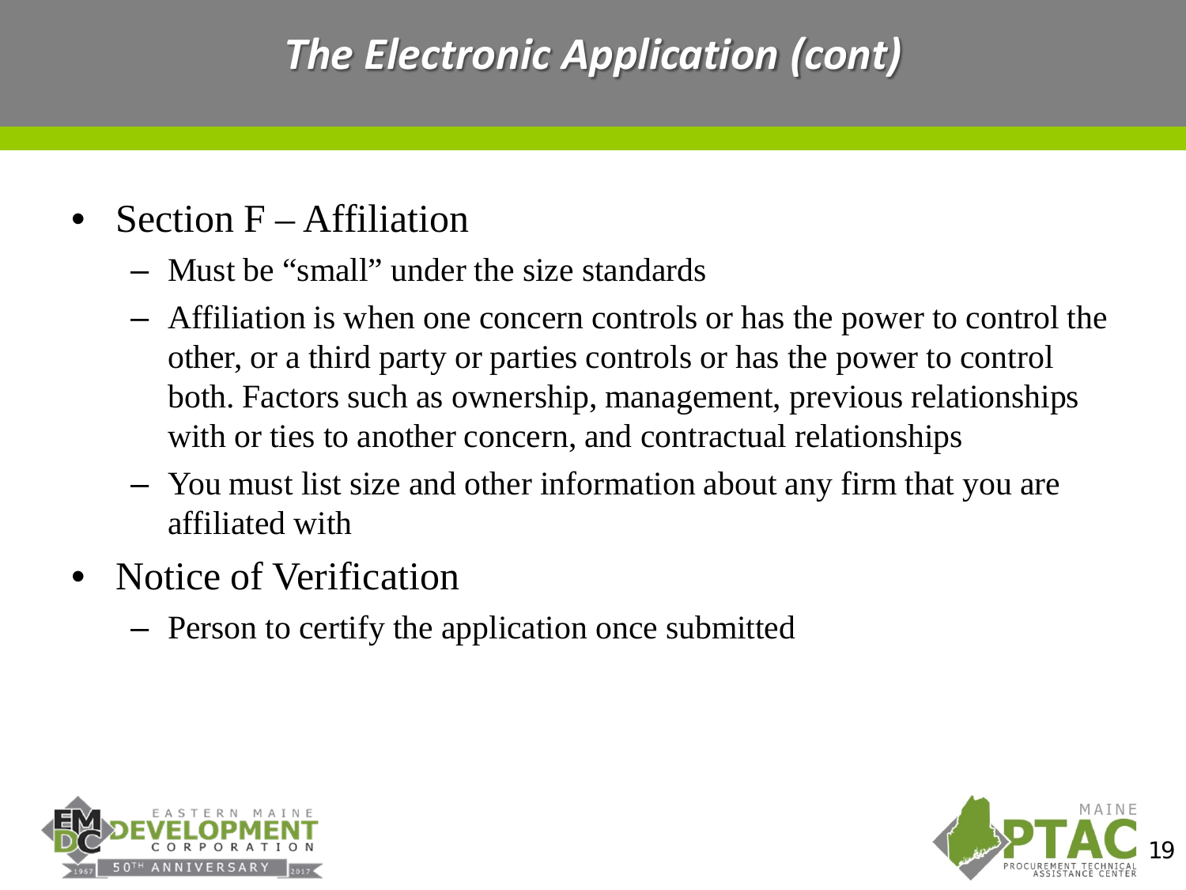# *The Electronic Application (cont)*

- Section F – Affiliation
  - Must be "small" under the size standards
  - Affiliation is when one concern controls or has the power to control the other, or a third party or parties controls or has the power to control both. Factors such as ownership, management, previous relationships with or ties to another concern, and contractual relationships
  - You must list size and other information about any firm that you are affiliated with
- Notice of Verification
  - Person to certify the application once submitted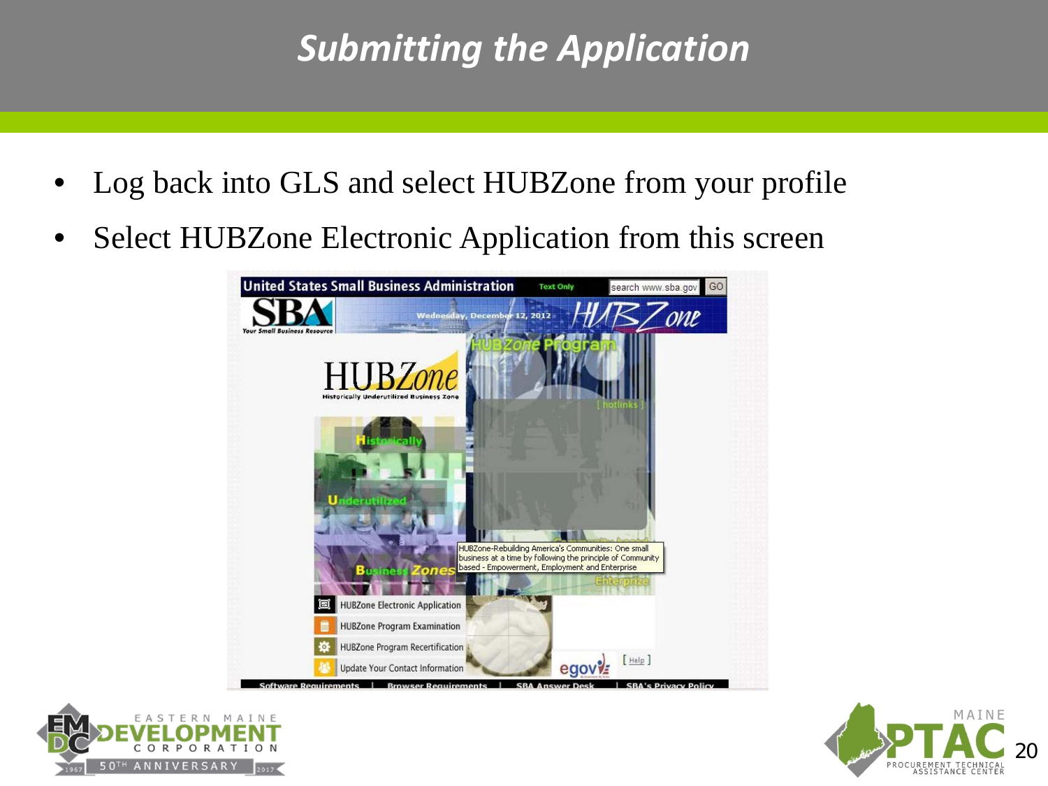# Submitting the Application

- Log back into GLS and select HUBZone from your profile
- Select HUBZone Electronic Application from this screen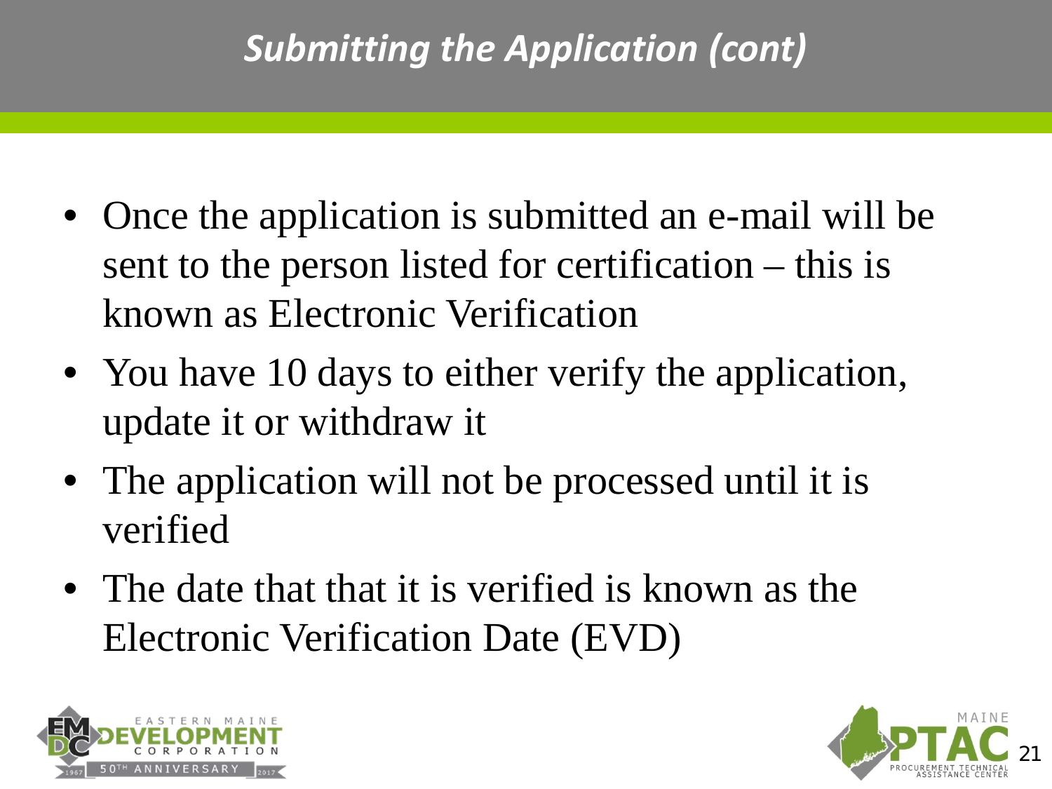## *Submitting the Application (cont)*

- Once the application is submitted an e-mail will be sent to the person listed for certification – this is known as Electronic Verification
- You have 10 days to either verify the application, update it or withdraw it
- The application will not be processed until it is verified
- The date that that it is verified is known as the Electronic Verification Date (EVD)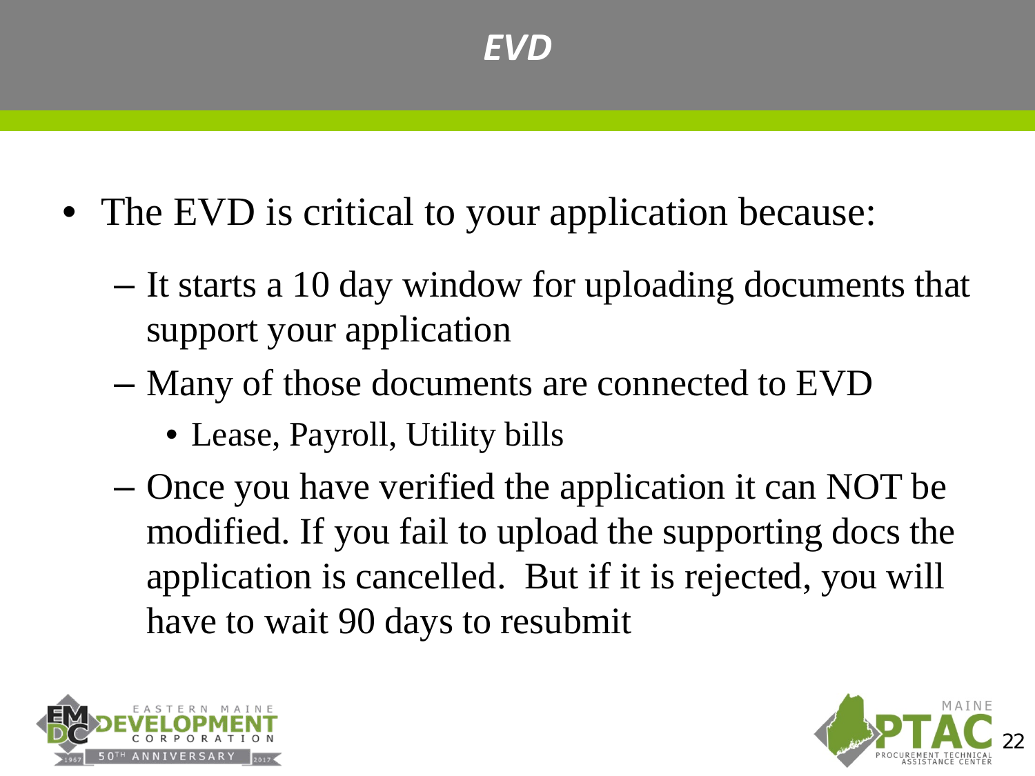# *EVD*

- The EVD is critical to your application because:
  - It starts a 10 day window for uploading documents that support your application
  - Many of those documents are connected to EVD
    - Lease, Payroll, Utility bills
  - Once you have verified the application it can NOT be modified. If you fail to upload the supporting docs the application is cancelled. But if it is rejected, you will have to wait 90 days to resubmit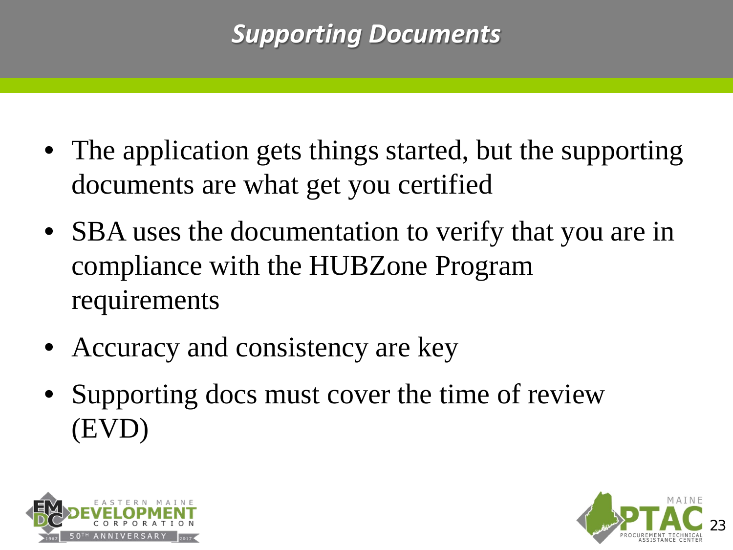## *Supporting Documents*

- The application gets things started, but the supporting documents are what get you certified
- SBA uses the documentation to verify that you are in compliance with the HUBZone Program requirements
- Accuracy and consistency are key
- Supporting docs must cover the time of review (EVD)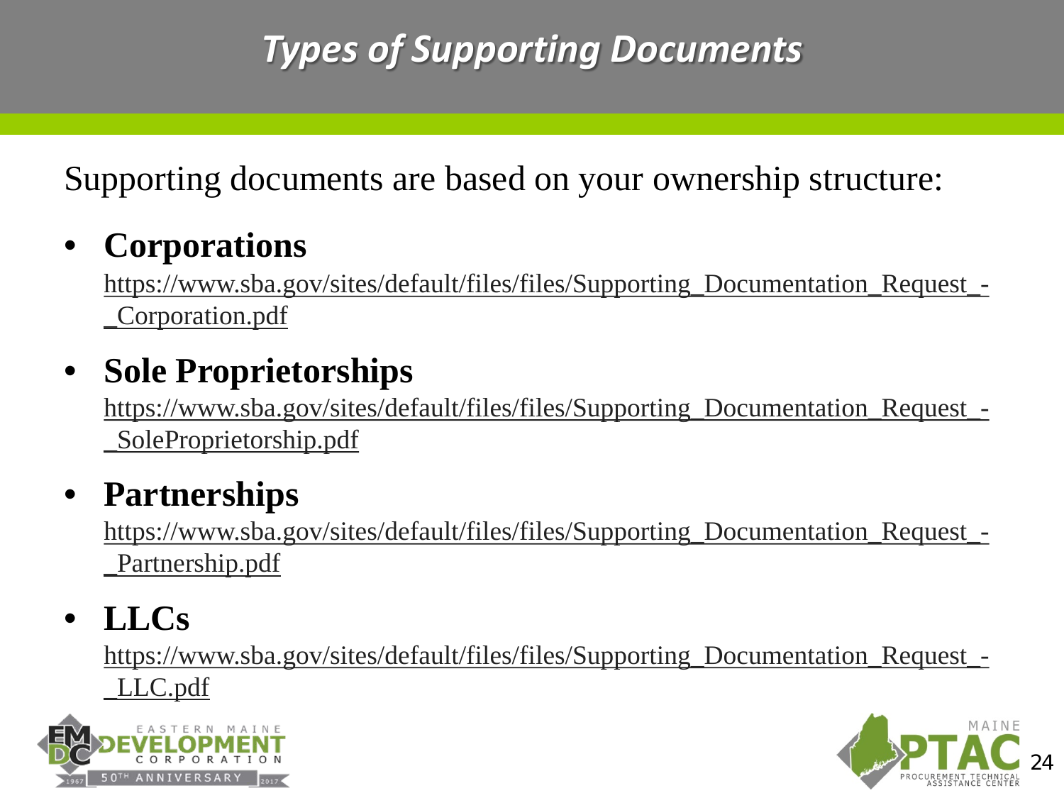# Types of Supporting Documents

Supporting documents are based on your ownership structure:

- **Corporations**
  https://www.sba.gov/sites/default/files/files/Supporting_Documentation_Request_-_Corporation.pdf
- **Sole Proprietorships**
  https://www.sba.gov/sites/default/files/files/Supporting_Documentation_Request_-_SoleProprietorship.pdf
- **Partnerships**
  https://www.sba.gov/sites/default/files/files/Supporting_Documentation_Request_-_Partnership.pdf
- **LLCs**
  https://www.sba.gov/sites/default/files/files/Supporting_Documentation_Request_-_LLC.pdf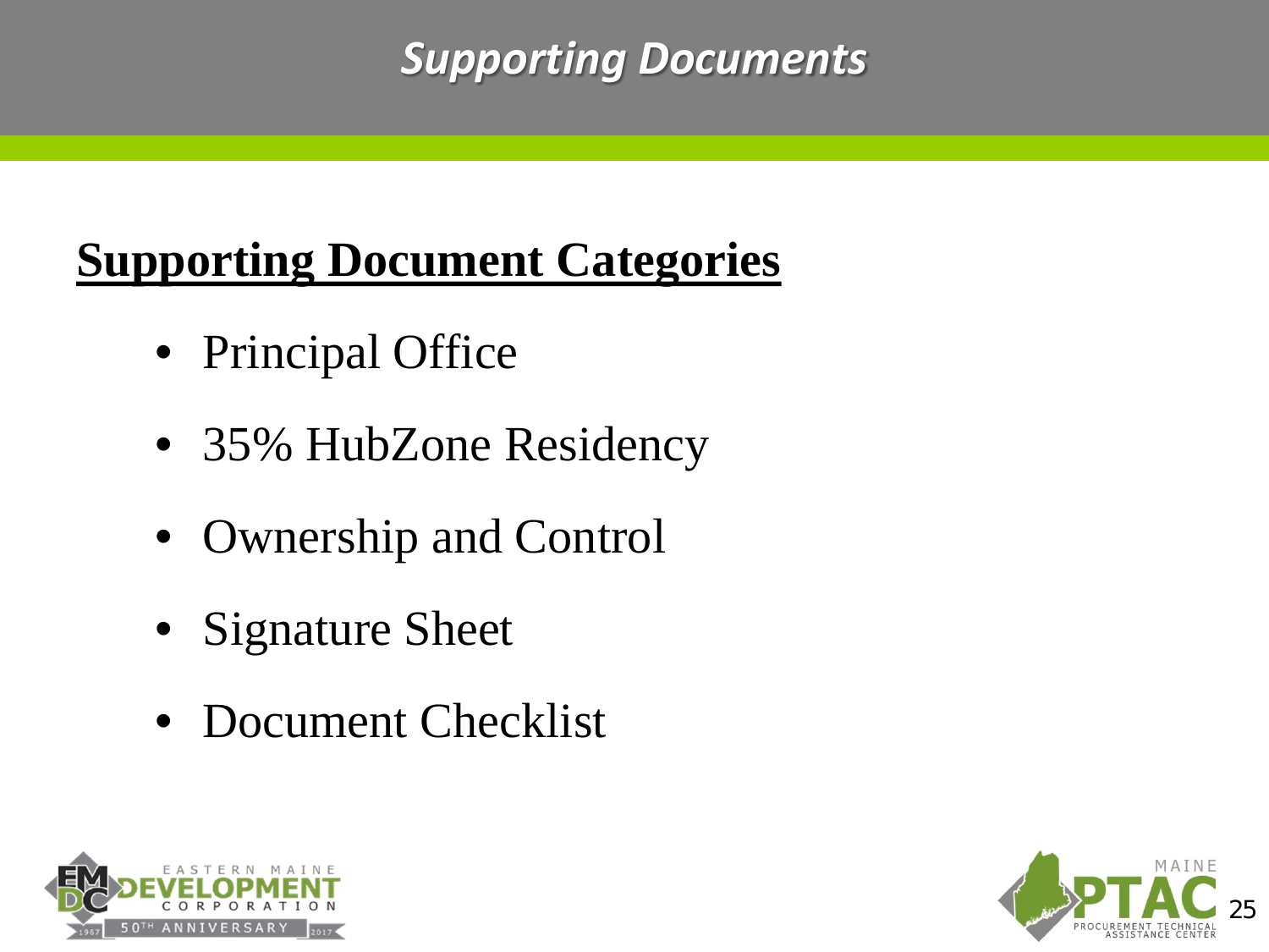# Supporting Documents

## Supporting Document Categories

- Principal Office
- 35% HubZone Residency
- Ownership and Control
- Signature Sheet
- Document Checklist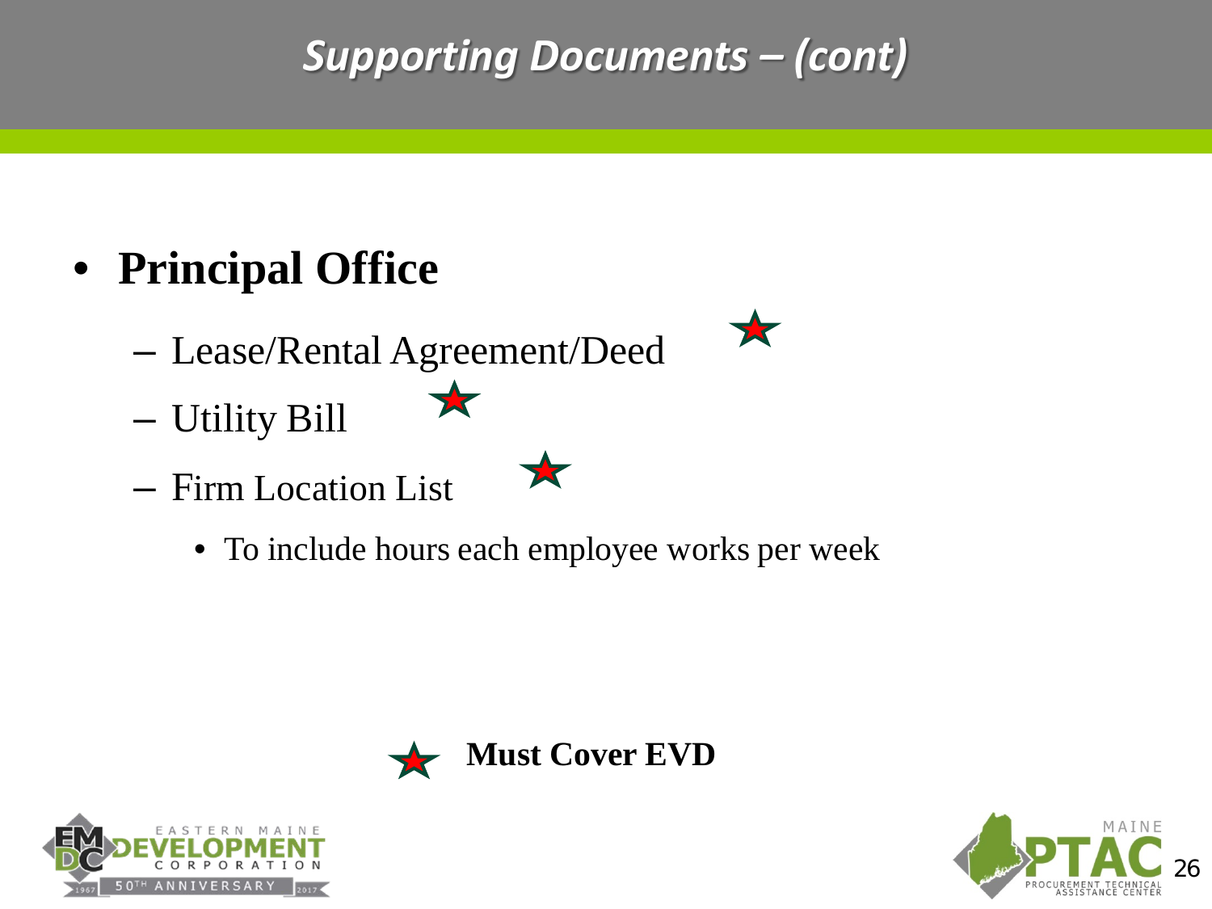## *Supporting Documents – (cont)*

- **Principal Office**
  - Lease/Rental Agreement/Deed ★
  - Utility Bill ★
  - Firm Location List ★
    - To include hours each employee works per week

★ **Must Cover EVD**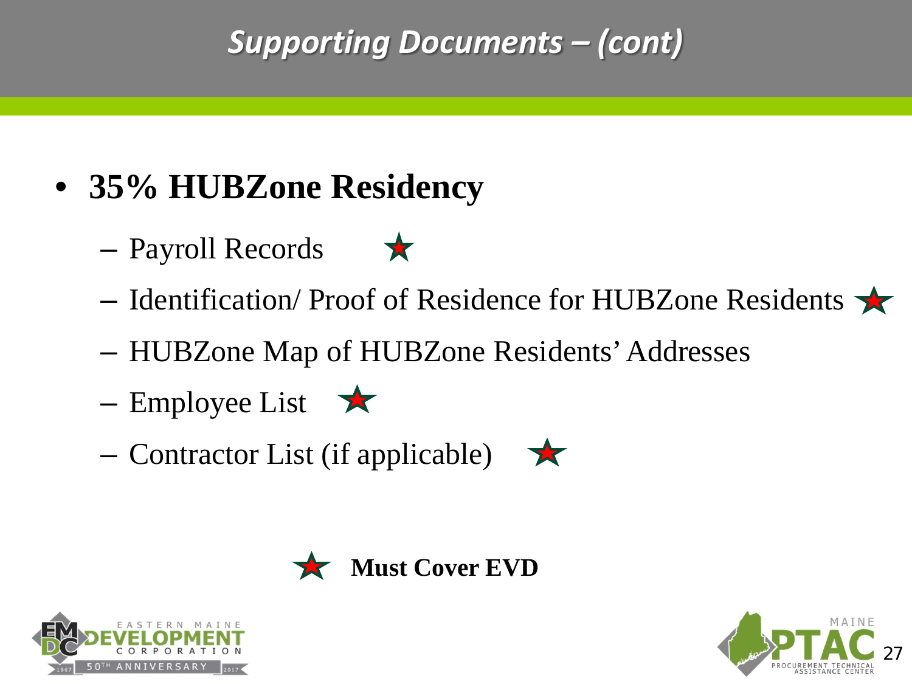## *Supporting Documents – (cont)*

- **35% HUBZone Residency**
  - Payroll Records ★
  - Identification/ Proof of Residence for HUBZone Residents ★
  - HUBZone Map of HUBZone Residents' Addresses
  - Employee List ★
  - Contractor List (if applicable) ★

★ **Must Cover EVD**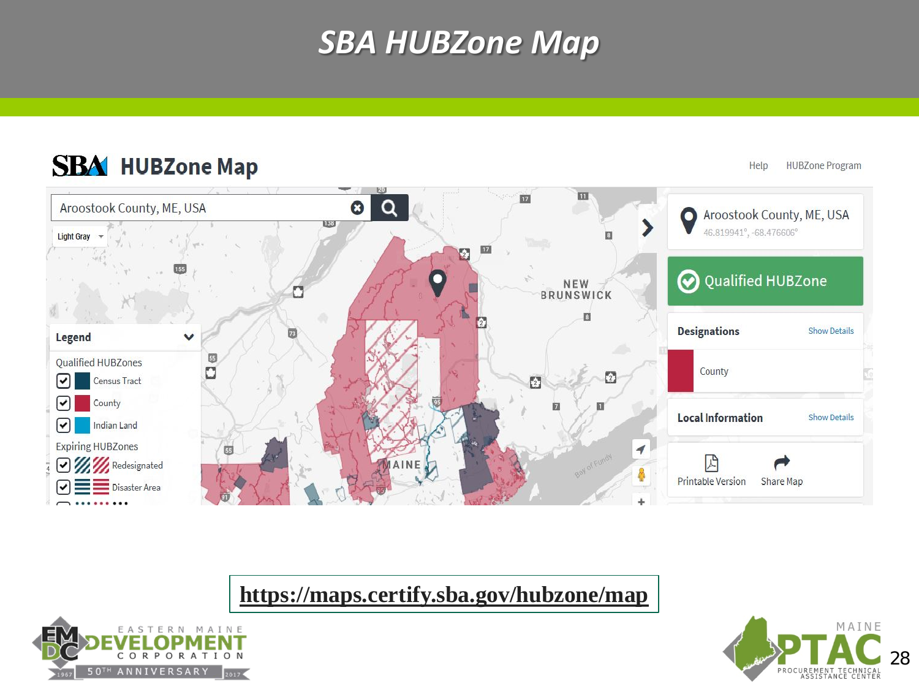# SBA HUBZone Map

SBA HUBZone Map

Help HUBZone Program

Aroostook County, ME, USA

Light Gray

Legend

Qualified HUBZones
- Census Tract
- County
- Indian Land

Expiring HUBZones
- Redesignated
- Disaster Area

Aroostook County, ME, USA
46.819941°, -68.476606°

Qualified HUBZone

Designations — Show Details

County

Local Information — Show Details

Printable Version | Share Map

https://maps.certify.sba.gov/hubzone/map

EASTERN MAINE DEVELOPMENT CORPORATION — 1967 50TH ANNIVERSARY 2017

MAINE PTAC — PROCUREMENT TECHNICAL ASSISTANCE CENTER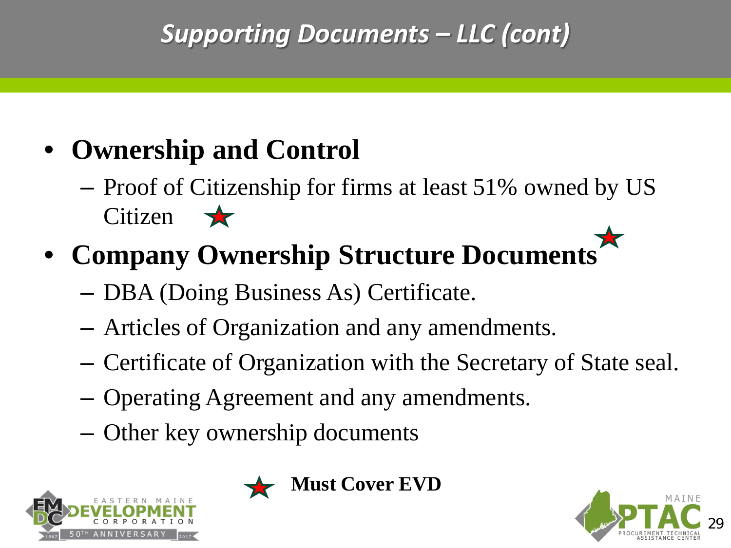# Supporting Documents – LLC (cont)

- **Ownership and Control**
  - Proof of Citizenship for firms at least 51% owned by US Citizen ★
- **Company Ownership Structure Documents** ★
  - DBA (Doing Business As) Certificate.
  - Articles of Organization and any amendments.
  - Certificate of Organization with the Secretary of State seal.
  - Operating Agreement and any amendments.
  - Other key ownership documents

★ **Must Cover EVD**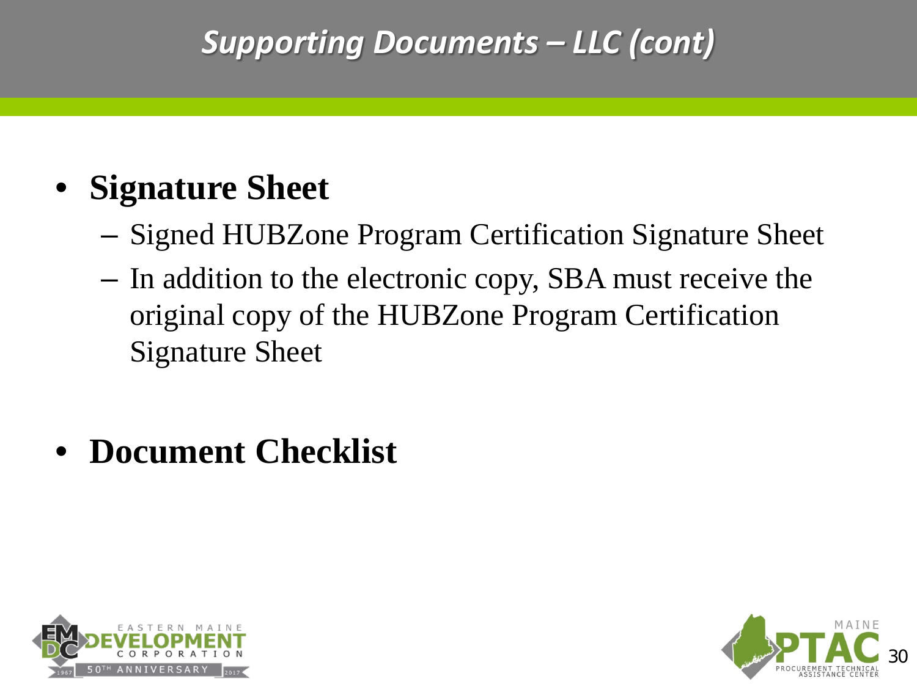# Supporting Documents – LLC (cont)

- **Signature Sheet**
  - Signed HUBZone Program Certification Signature Sheet
  - In addition to the electronic copy, SBA must receive the original copy of the HUBZone Program Certification Signature Sheet

- **Document Checklist**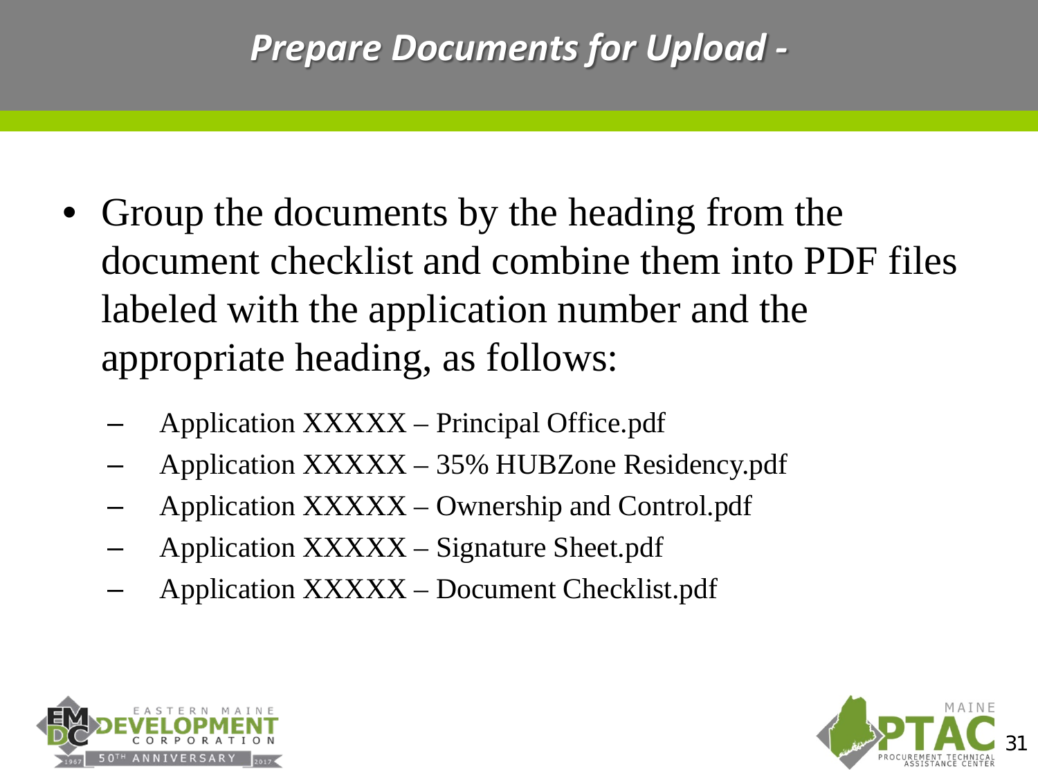# *Prepare Documents for Upload -*

- Group the documents by the heading from the document checklist and combine them into PDF files labeled with the application number and the appropriate heading, as follows:
  - Application XXXXX – Principal Office.pdf
  - Application XXXXX – 35% HUBZone Residency.pdf
  - Application XXXXX – Ownership and Control.pdf
  - Application XXXXX – Signature Sheet.pdf
  - Application XXXXX – Document Checklist.pdf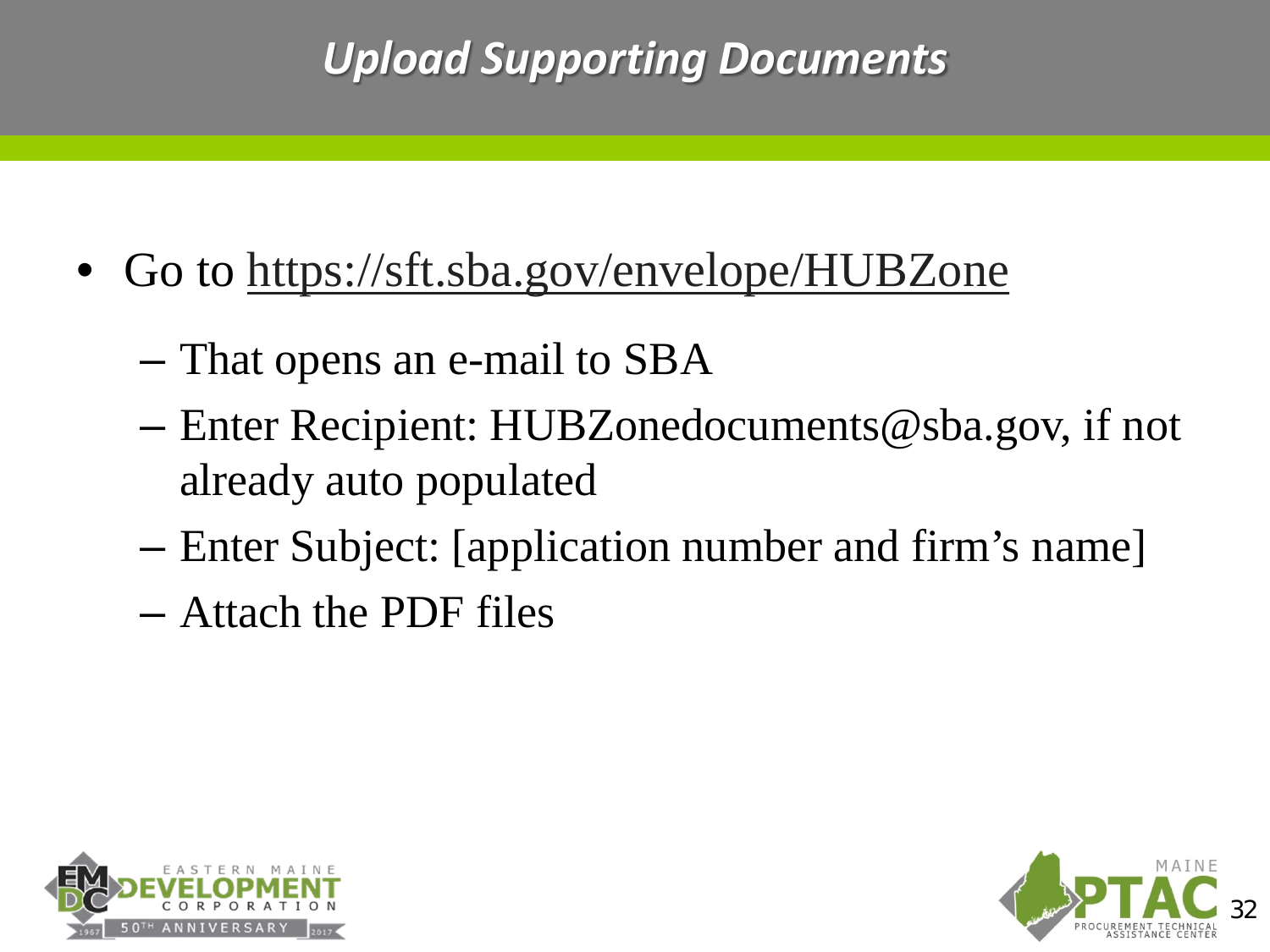# Upload Supporting Documents

- Go to https://sft.sba.gov/envelope/HUBZone
  - That opens an e-mail to SBA
  - Enter Recipient: HUBZonedocuments@sba.gov, if not already auto populated
  - Enter Subject: [application number and firm's name]
  - Attach the PDF files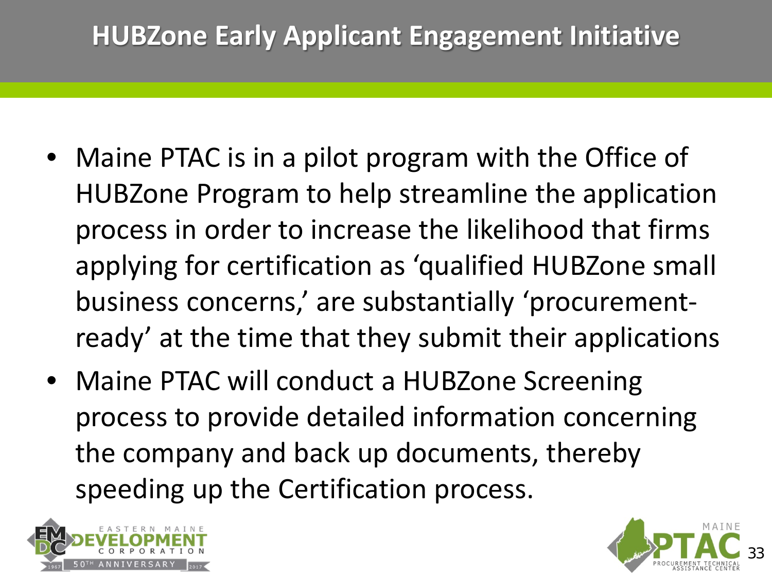# HUBZone Early Applicant Engagement Initiative

- Maine PTAC is in a pilot program with the Office of HUBZone Program to help streamline the application process in order to increase the likelihood that firms applying for certification as 'qualified HUBZone small business concerns,' are substantially 'procurement-ready' at the time that they submit their applications
- Maine PTAC will conduct a HUBZone Screening process to provide detailed information concerning the company and back up documents, thereby speeding up the Certification process.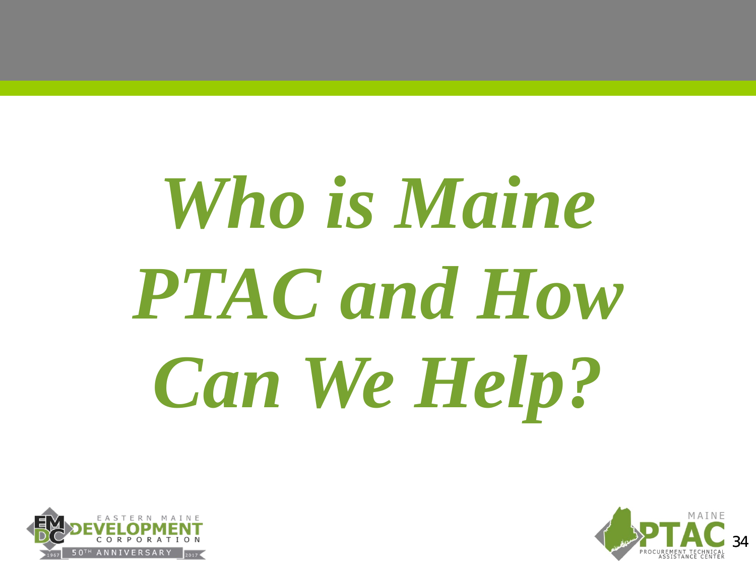# *Who is Maine PTAC and How Can We Help?*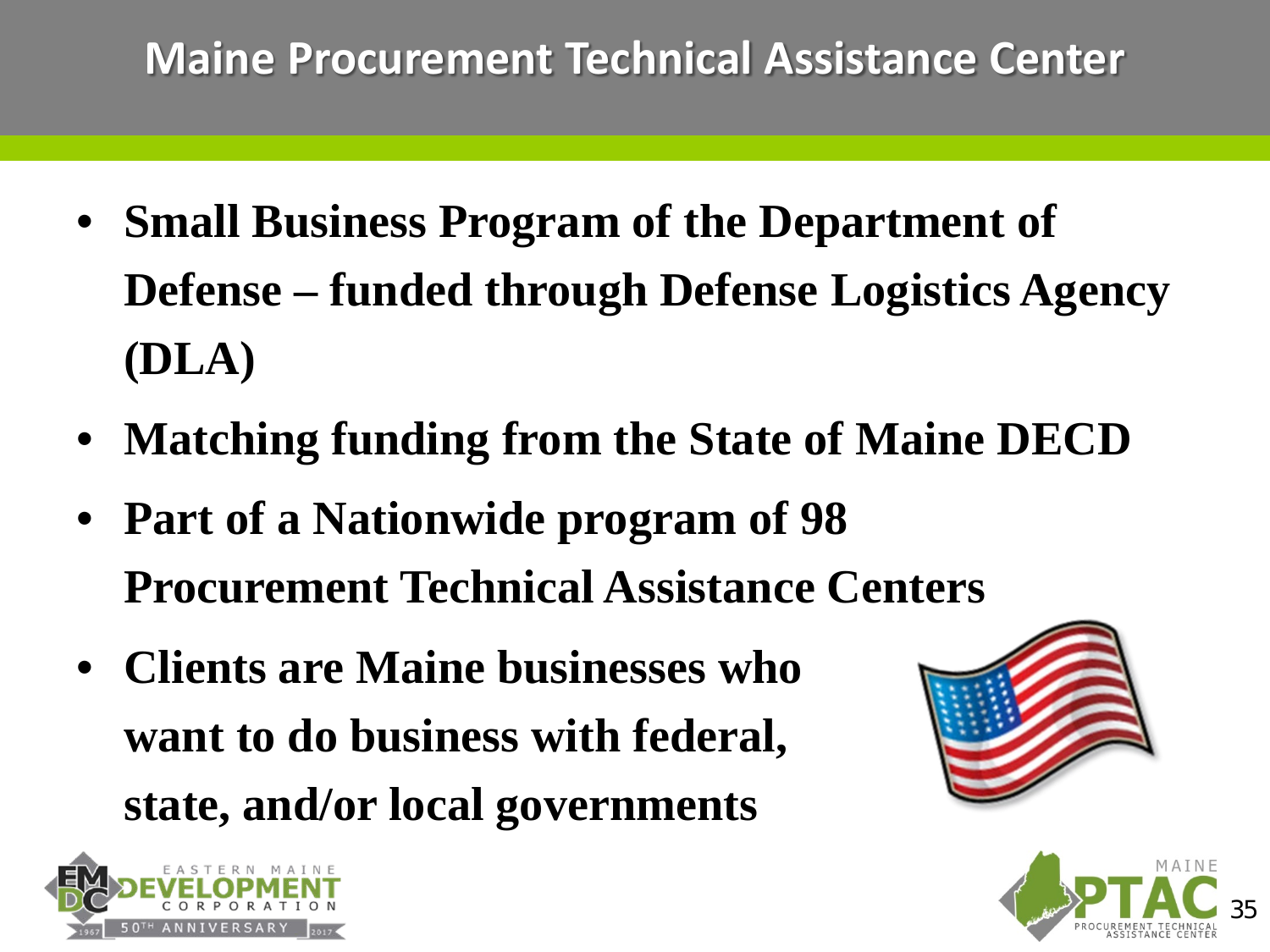# Maine Procurement Technical Assistance Center

- **Small Business Program of the Department of Defense – funded through Defense Logistics Agency (DLA)**
- **Matching funding from the State of Maine DECD**
- **Part of a Nationwide program of 98 Procurement Technical Assistance Centers**
- **Clients are Maine businesses who want to do business with federal, state, and/or local governments**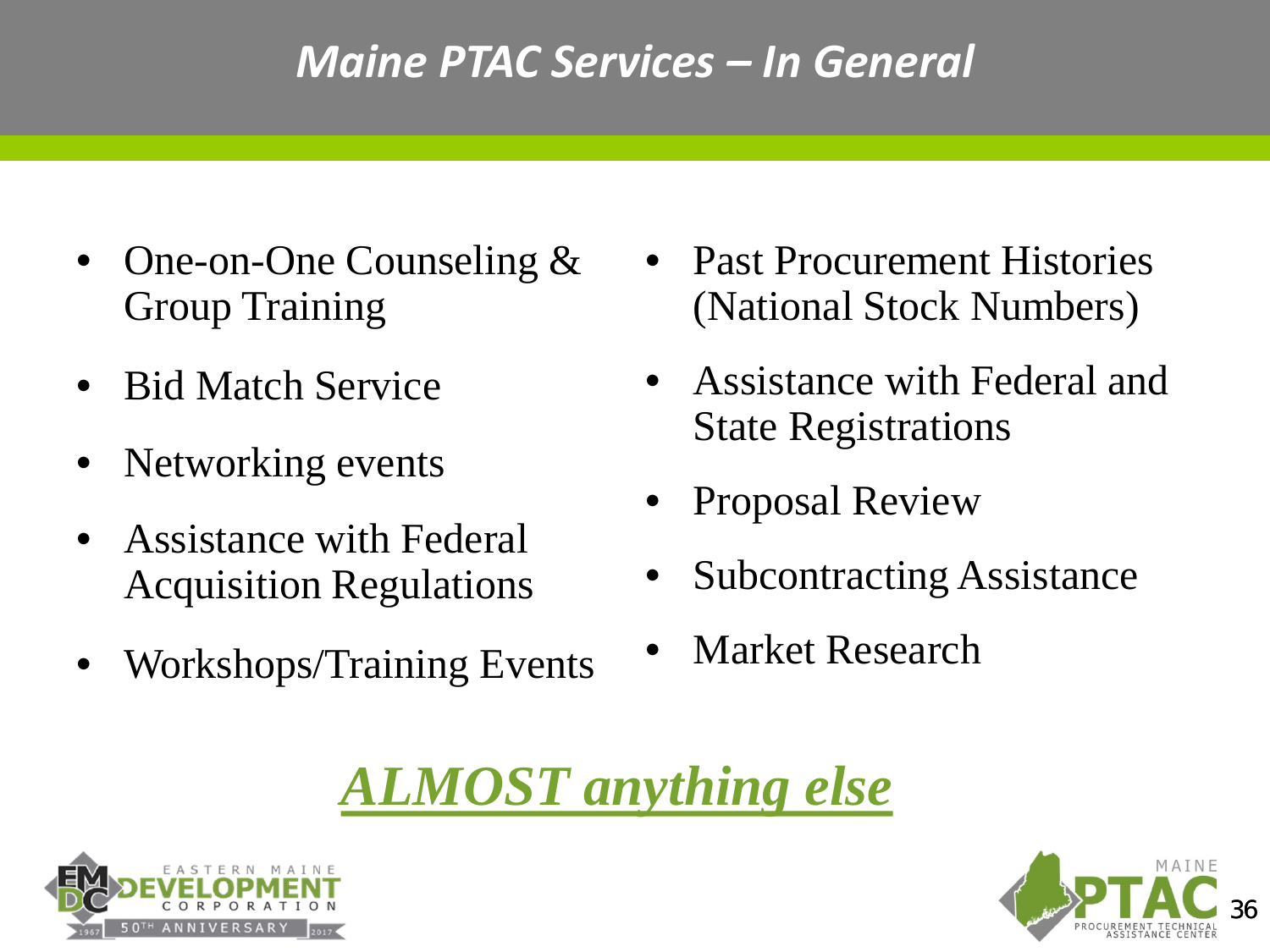# *Maine PTAC Services – In General*

- One-on-One Counseling & Group Training
- Bid Match Service
- Networking events
- Assistance with Federal Acquisition Regulations
- Workshops/Training Events
- Past Procurement Histories (National Stock Numbers)
- Assistance with Federal and State Registrations
- Proposal Review
- Subcontracting Assistance
- Market Research

***ALMOST anything else***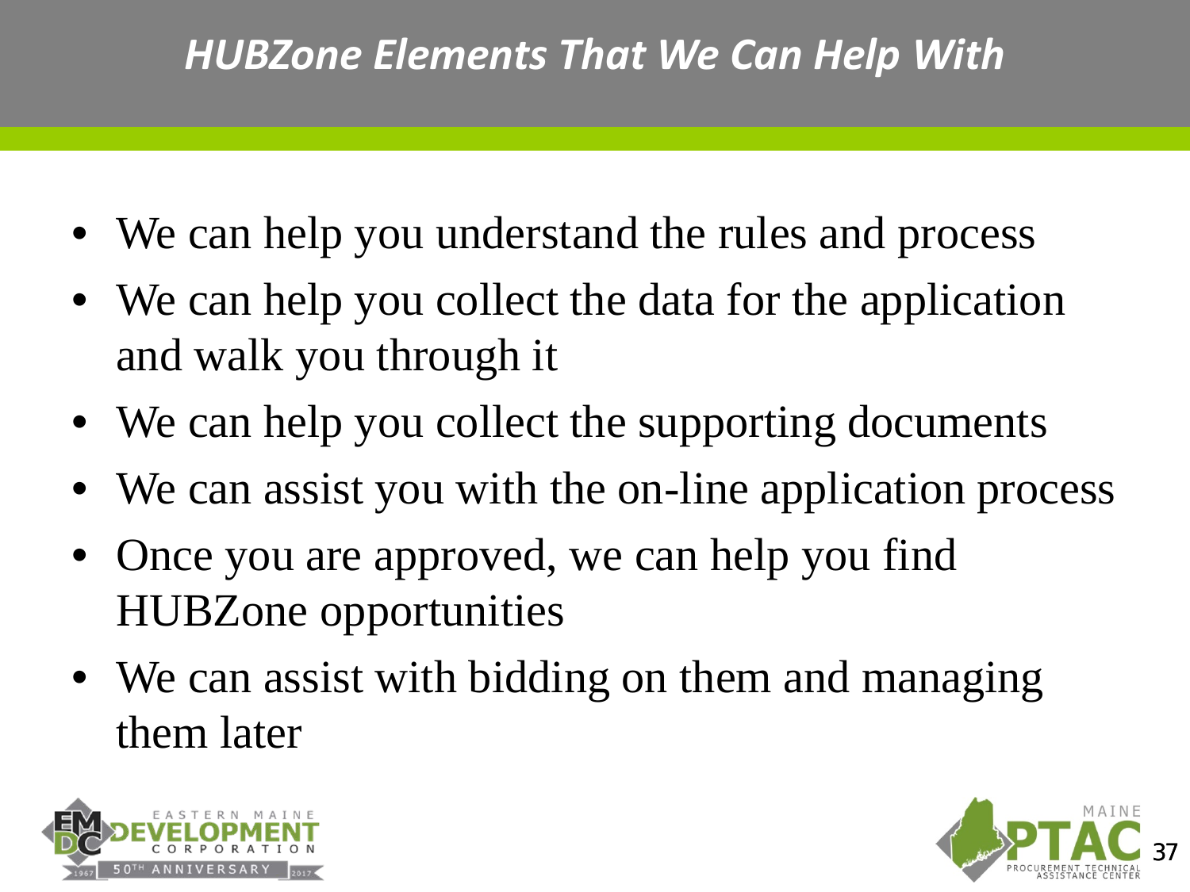# *HUBZone Elements That We Can Help With*

- We can help you understand the rules and process
- We can help you collect the data for the application and walk you through it
- We can help you collect the supporting documents
- We can assist you with the on-line application process
- Once you are approved, we can help you find HUBZone opportunities
- We can assist with bidding on them and managing them later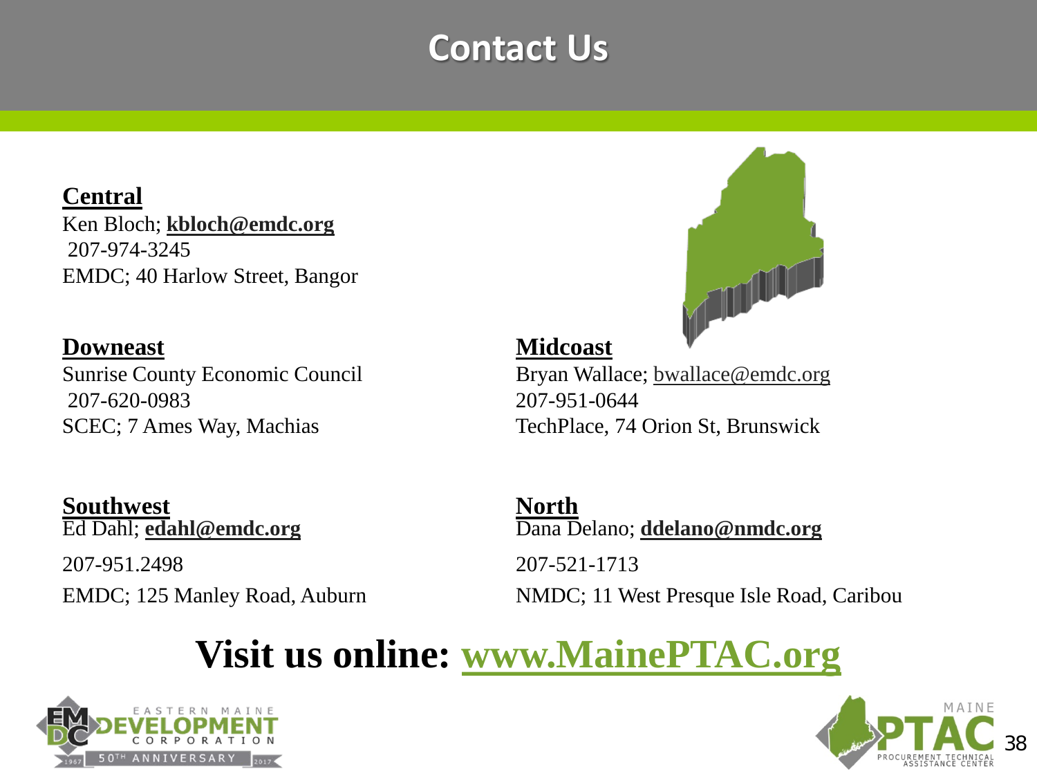# Contact Us

**Central**
Ken Bloch; **kbloch@emdc.org**
207-974-3245
EMDC; 40 Harlow Street, Bangor

**Downeast**
Sunrise County Economic Council
207-620-0983
SCEC; 7 Ames Way, Machias

**Midcoast**
Bryan Wallace; bwallace@emdc.org
207-951-0644
TechPlace, 74 Orion St, Brunswick

**Southwest**
Ed Dahl; **edahl@emdc.org**

207-951.2498

EMDC; 125 Manley Road, Auburn

**North**
Dana Delano; **ddelano@nmdc.org**

207-521-1713

NMDC; 11 West Presque Isle Road, Caribou

## Visit us online: www.MainePTAC.org

EASTERN MAINE DEVELOPMENT CORPORATION 50TH ANNIVERSARY 1967 2017

MAINE PTAC PROCUREMENT TECHNICAL ASSISTANCE CENTER